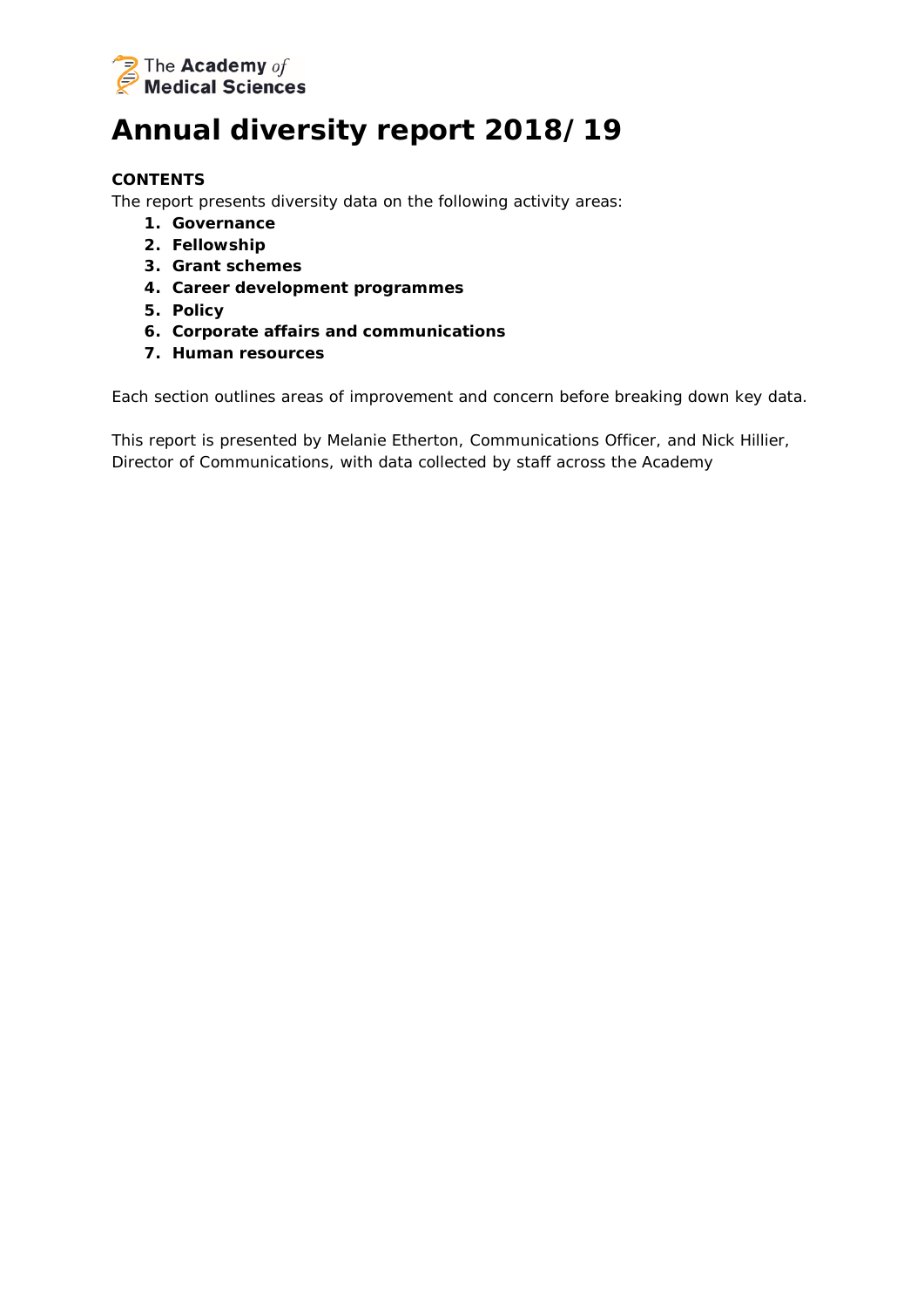The Academy *of* Medical Sciences

# Annual diversity report 2018/19

**CONTENTS**

The report presents diversity data on the following activity areas:

1. **Governance**
2. **Fellowship**
3. **Grant schemes**
4. **Career development programmes**
5. **Policy**
6. **Corporate affairs and communications**
7. **Human resources**

Each section outlines areas of improvement and concern before breaking down key data.

This report is presented by Melanie Etherton, Communications Officer, and Nick Hillier, Director of Communications, with data collected by staff across the Academy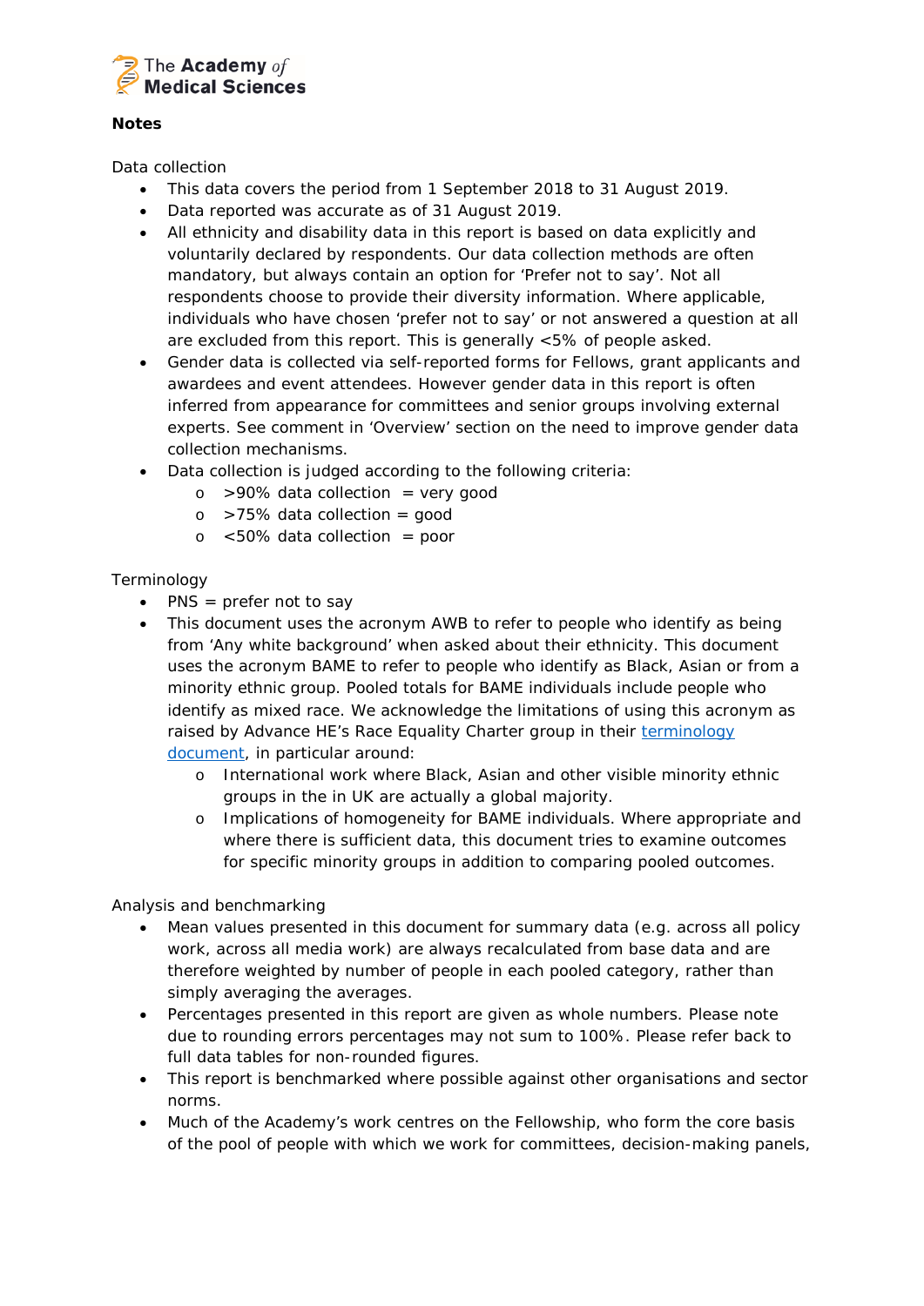**Notes**

Data collection

- This data covers the period from 1 September 2018 to 31 August 2019.
- Data reported was accurate as of 31 August 2019.
- All ethnicity and disability data in this report is based on data explicitly and voluntarily declared by respondents. Our data collection methods are often mandatory, but always contain an option for 'Prefer not to say'. Not all respondents choose to provide their diversity information. Where applicable, individuals who have chosen 'prefer not to say' or not answered a question at all are excluded from this report. This is generally <5% of people asked.
- Gender data is collected via self-reported forms for Fellows, grant applicants and awardees and event attendees. However gender data in this report is often inferred from appearance for committees and senior groups involving external experts. See comment in 'Overview' section on the need to improve gender data collection mechanisms.
- Data collection is judged according to the following criteria:
  - >90% data collection = very good
  - >75% data collection = good
  - <50% data collection = poor

Terminology

- PNS = prefer not to say
- This document uses the acronym AWB to refer to people who identify as being from 'Any white background' when asked about their ethnicity. This document uses the acronym BAME to refer to people who identify as Black, Asian or from a minority ethnic group. Pooled totals for BAME individuals include people who identify as mixed race. We acknowledge the limitations of using this acronym as raised by Advance HE's Race Equality Charter group in their [terminology document](), in particular around:
  - International work where Black, Asian and other visible minority ethnic groups in the in UK are actually a global majority.
  - Implications of homogeneity for BAME individuals. Where appropriate and where there is sufficient data, this document tries to examine outcomes for specific minority groups in addition to comparing pooled outcomes.

Analysis and benchmarking

- Mean values presented in this document for summary data (e.g. across all policy work, across all media work) are always recalculated from base data and are therefore weighted by number of people in each pooled category, rather than simply averaging the averages.
- Percentages presented in this report are given as whole numbers. Please note due to rounding errors percentages may not sum to 100%. Please refer back to full data tables for non-rounded figures.
- This report is benchmarked where possible against other organisations and sector norms.
- Much of the Academy's work centres on the Fellowship, who form the core basis of the pool of people with which we work for committees, decision-making panels,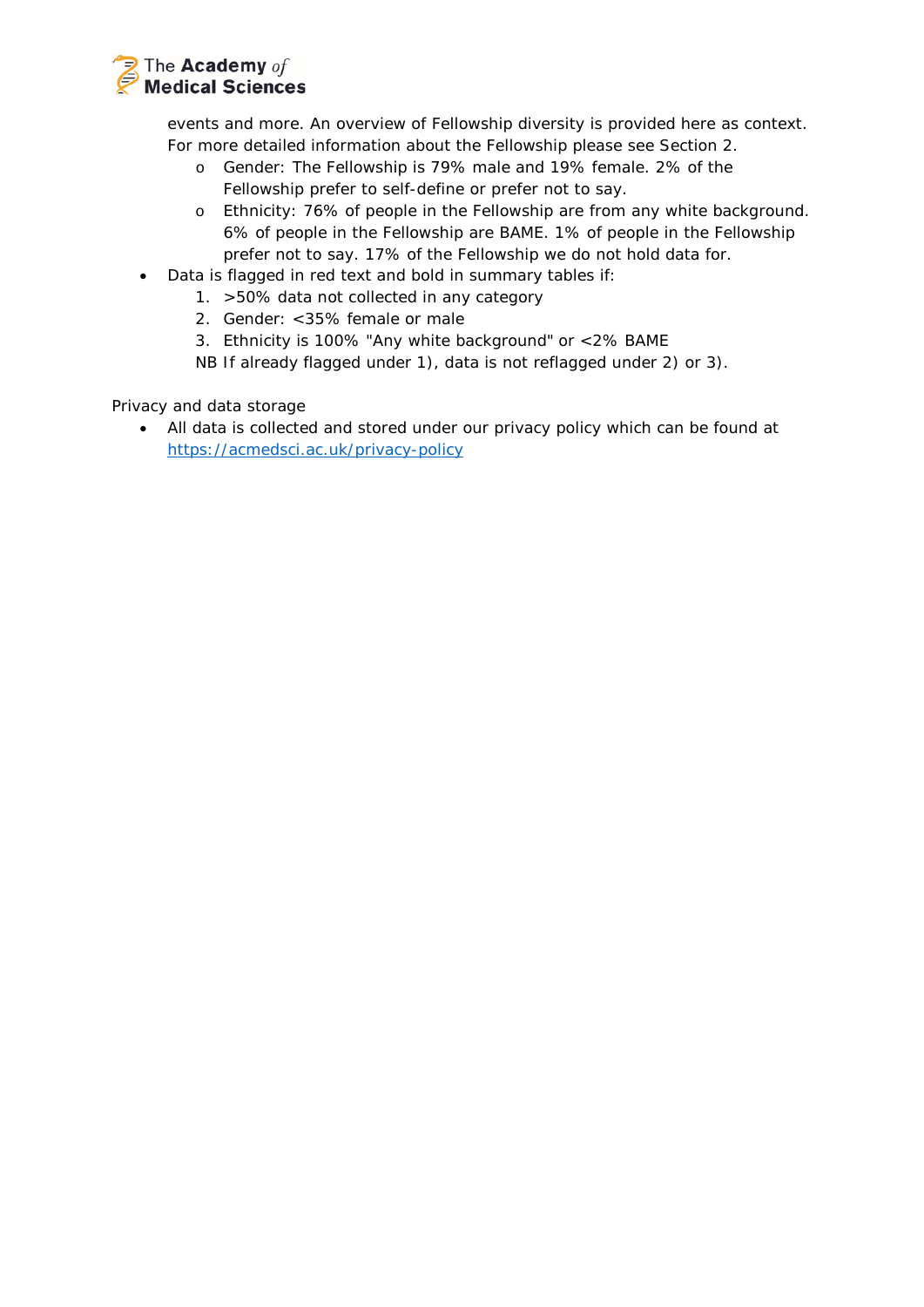events and more. An overview of Fellowship diversity is provided here as context. For more detailed information about the Fellowship please see Section 2.

- Gender: The Fellowship is 79% male and 19% female. 2% of the Fellowship prefer to self-define or prefer not to say.
- Ethnicity: 76% of people in the Fellowship are from any white background. 6% of people in the Fellowship are BAME. 1% of people in the Fellowship prefer not to say. 17% of the Fellowship we do not hold data for.

- Data is flagged in red text and bold in summary tables if:
  1. >50% data not collected in any category
  2. Gender: <35% female or male
  3. Ethnicity is 100% "Any white background" or <2% BAME

  NB If already flagged under 1), data is not reflagged under 2) or 3).

Privacy and data storage

- All data is collected and stored under our privacy policy which can be found at https://acmedsci.ac.uk/privacy-policy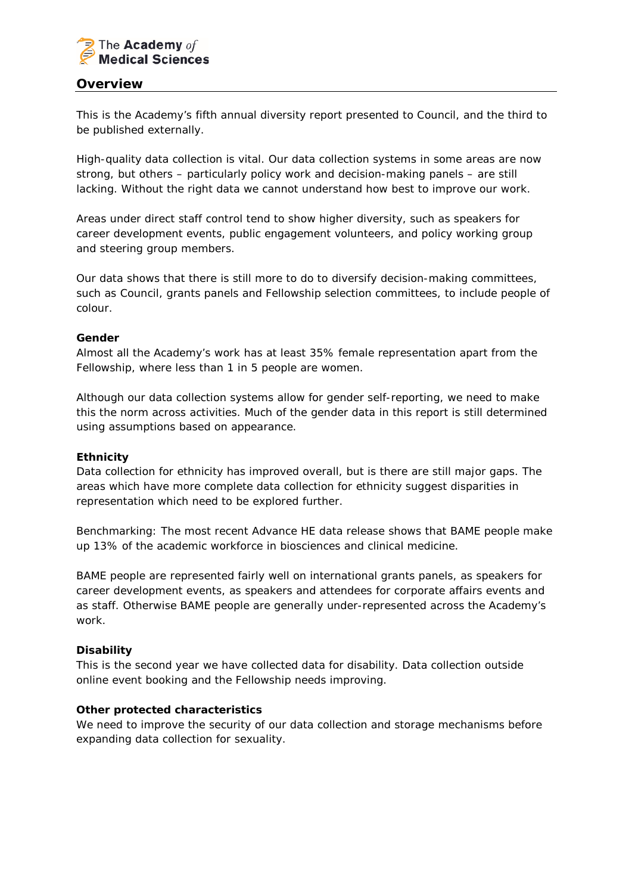## Overview

This is the Academy's fifth annual diversity report presented to Council, and the third to be published externally.

High-quality data collection is vital. Our data collection systems in some areas are now strong, but others – particularly policy work and decision-making panels – are still lacking. Without the right data we cannot understand how best to improve our work.

Areas under direct staff control tend to show higher diversity, such as speakers for career development events, public engagement volunteers, and policy working group and steering group members.

Our data shows that there is still more to do to diversify decision-making committees, such as Council, grants panels and Fellowship selection committees, to include people of colour.

**Gender**

Almost all the Academy's work has at least 35% female representation apart from the Fellowship, where less than 1 in 5 people are women.

Although our data collection systems allow for gender self-reporting, we need to make this the norm across activities. Much of the gender data in this report is still determined using assumptions based on appearance.

**Ethnicity**

Data collection for ethnicity has improved overall, but is there are still major gaps. The areas which have more complete data collection for ethnicity suggest disparities in representation which need to be explored further.

Benchmarking: The most recent Advance HE data release shows that BAME people make up 13% of the academic workforce in biosciences and clinical medicine.

BAME people are represented fairly well on international grants panels, as speakers for career development events, as speakers and attendees for corporate affairs events and as staff. Otherwise BAME people are generally under-represented across the Academy's work.

**Disability**

This is the second year we have collected data for disability. Data collection outside online event booking and the Fellowship needs improving.

**Other protected characteristics**

We need to improve the security of our data collection and storage mechanisms before expanding data collection for sexuality.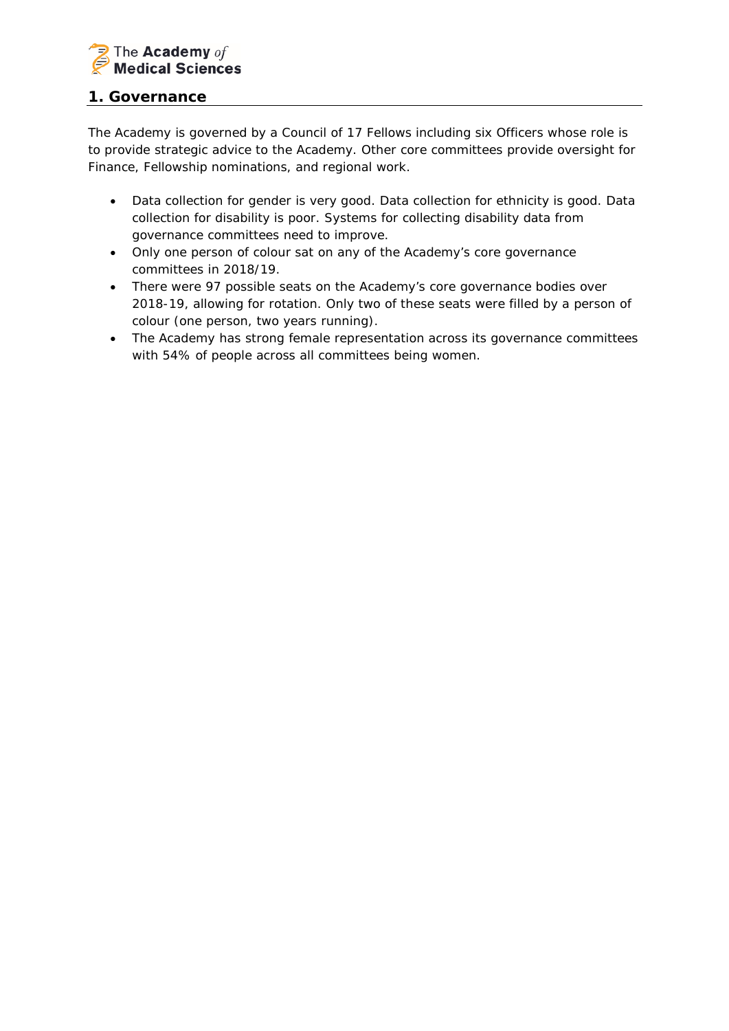## 1. Governance

The Academy is governed by a Council of 17 Fellows including six Officers whose role is to provide strategic advice to the Academy. Other core committees provide oversight for Finance, Fellowship nominations, and regional work.

- Data collection for gender is very good. Data collection for ethnicity is good. Data collection for disability is poor. Systems for collecting disability data from governance committees need to improve.
- Only one person of colour sat on any of the Academy's core governance committees in 2018/19.
- There were 97 possible seats on the Academy's core governance bodies over 2018-19, allowing for rotation. Only two of these seats were filled by a person of colour (one person, two years running).
- The Academy has strong female representation across its governance committees with 54% of people across all committees being women.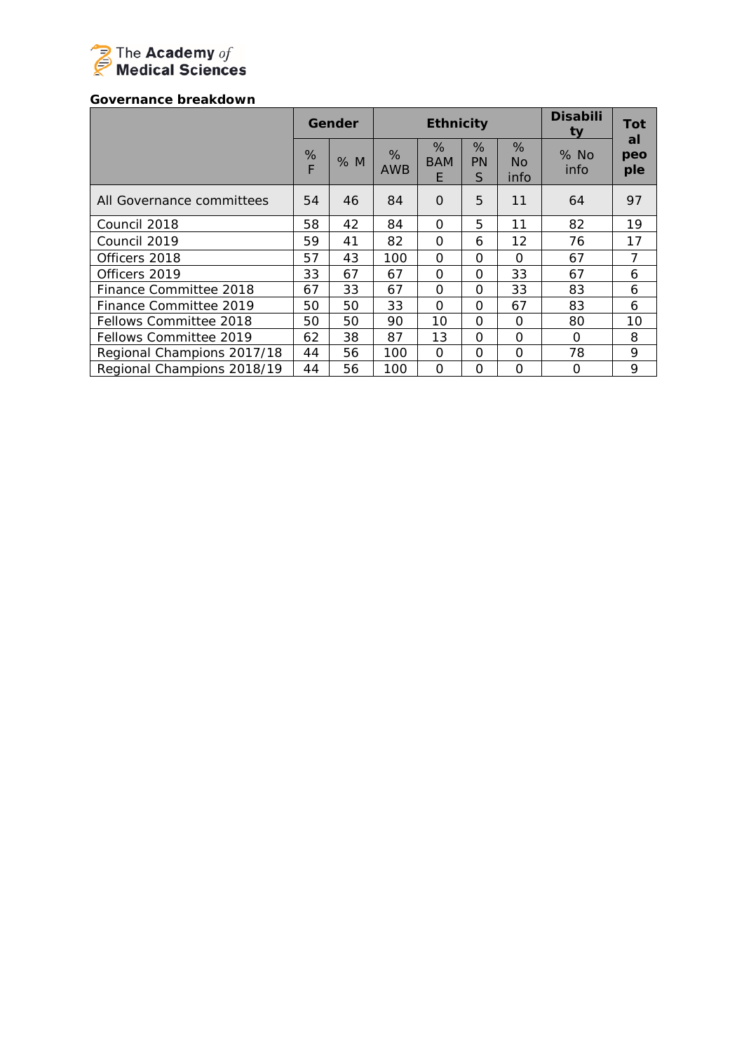**Governance breakdown**

| | Gender | | Ethnicity | | | | Disability | Total people |
|---|---|---|---|---|---|---|---|---|
| | % F | % M | % AWB | % BAME | % PNS | % No info | % No info | |
| All Governance committees | 54 | 46 | 84 | 0 | 5 | 11 | 64 | 97 |
| Council 2018 | 58 | 42 | 84 | 0 | 5 | 11 | 82 | 19 |
| Council 2019 | 59 | 41 | 82 | 0 | 6 | 12 | 76 | 17 |
| Officers 2018 | 57 | 43 | 100 | 0 | 0 | 0 | 67 | 7 |
| Officers 2019 | 33 | 67 | 67 | 0 | 0 | 33 | 67 | 6 |
| Finance Committee 2018 | 67 | 33 | 67 | 0 | 0 | 33 | 83 | 6 |
| Finance Committee 2019 | 50 | 50 | 33 | 0 | 0 | 67 | 83 | 6 |
| Fellows Committee 2018 | 50 | 50 | 90 | 10 | 0 | 0 | 80 | 10 |
| Fellows Committee 2019 | 62 | 38 | 87 | 13 | 0 | 0 | 0 | 8 |
| Regional Champions 2017/18 | 44 | 56 | 100 | 0 | 0 | 0 | 78 | 9 |
| Regional Champions 2018/19 | 44 | 56 | 100 | 0 | 0 | 0 | 0 | 9 |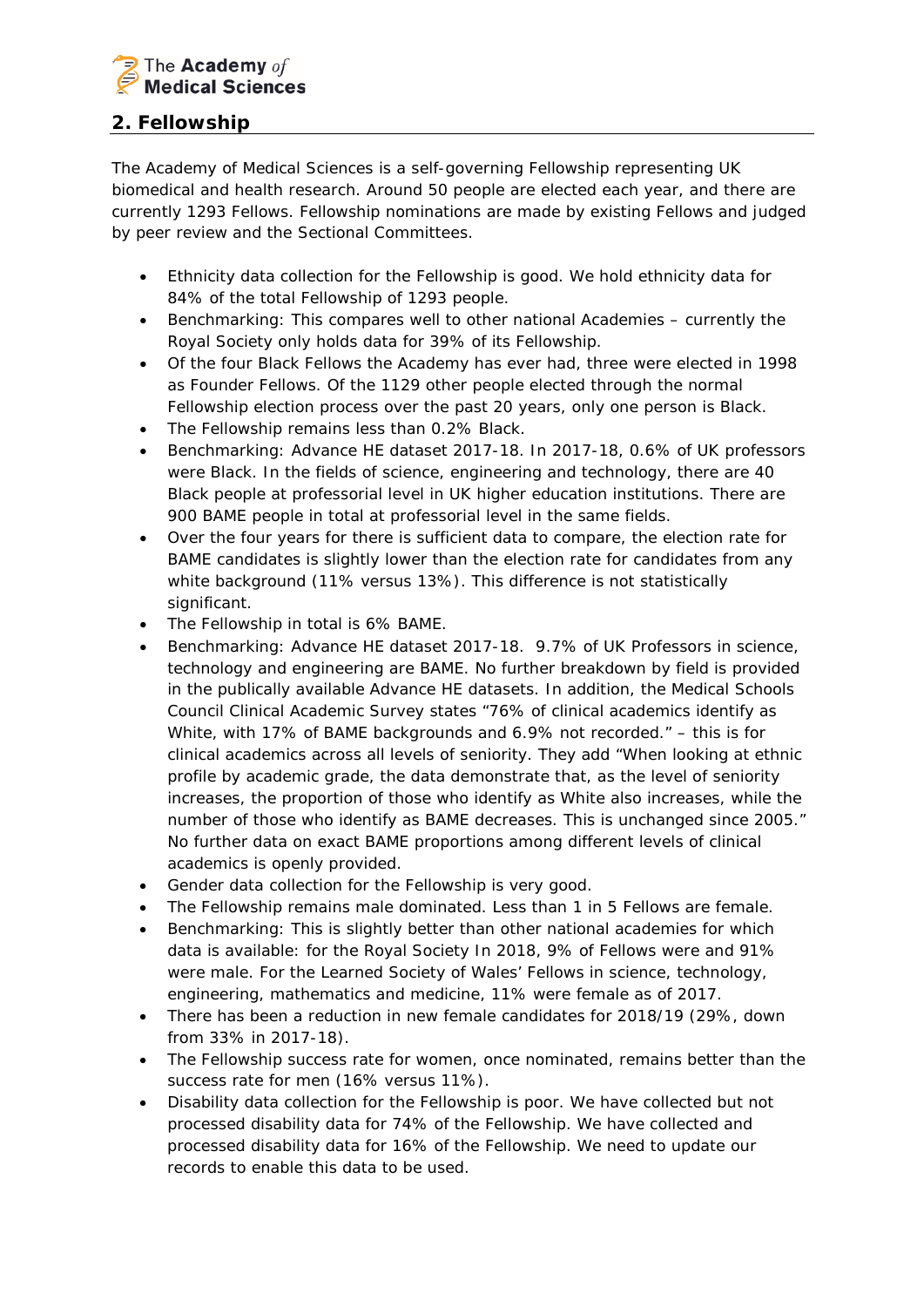## 2. Fellowship

The Academy of Medical Sciences is a self-governing Fellowship representing UK biomedical and health research. Around 50 people are elected each year, and there are currently 1293 Fellows. Fellowship nominations are made by existing Fellows and judged by peer review and the Sectional Committees.

- Ethnicity data collection for the Fellowship is good. We hold ethnicity data for 84% of the total Fellowship of 1293 people.
- Benchmarking: This compares well to other national Academies – currently the Royal Society only holds data for 39% of its Fellowship.
- Of the four Black Fellows the Academy has ever had, three were elected in 1998 as Founder Fellows. Of the 1129 other people elected through the normal Fellowship election process over the past 20 years, only one person is Black.
- The Fellowship remains less than 0.2% Black.
- Benchmarking: Advance HE dataset 2017-18. In 2017-18, 0.6% of UK professors were Black. In the fields of science, engineering and technology, there are 40 Black people at professorial level in UK higher education institutions. There are 900 BAME people in total at professorial level in the same fields.
- Over the four years for there is sufficient data to compare, the election rate for BAME candidates is slightly lower than the election rate for candidates from any white background (11% versus 13%). This difference is not statistically significant.
- The Fellowship in total is 6% BAME.
- Benchmarking: Advance HE dataset 2017-18. 9.7% of UK Professors in science, technology and engineering are BAME. No further breakdown by field is provided in the publically available Advance HE datasets. In addition, the Medical Schools Council Clinical Academic Survey states "76% of clinical academics identify as White, with 17% of BAME backgrounds and 6.9% not recorded." – this is for clinical academics across all levels of seniority. They add "When looking at ethnic profile by academic grade, the data demonstrate that, as the level of seniority increases, the proportion of those who identify as White also increases, while the number of those who identify as BAME decreases. This is unchanged since 2005." No further data on exact BAME proportions among different levels of clinical academics is openly provided.
- Gender data collection for the Fellowship is very good.
- The Fellowship remains male dominated. Less than 1 in 5 Fellows are female.
- Benchmarking: This is slightly better than other national academies for which data is available: for the Royal Society In 2018, 9% of Fellows were and 91% were male. For the Learned Society of Wales' Fellows in science, technology, engineering, mathematics and medicine, 11% were female as of 2017.
- There has been a reduction in new female candidates for 2018/19 (29%, down from 33% in 2017-18).
- The Fellowship success rate for women, once nominated, remains better than the success rate for men (16% versus 11%).
- Disability data collection for the Fellowship is poor. We have collected but not processed disability data for 74% of the Fellowship. We have collected and processed disability data for 16% of the Fellowship. We need to update our records to enable this data to be used.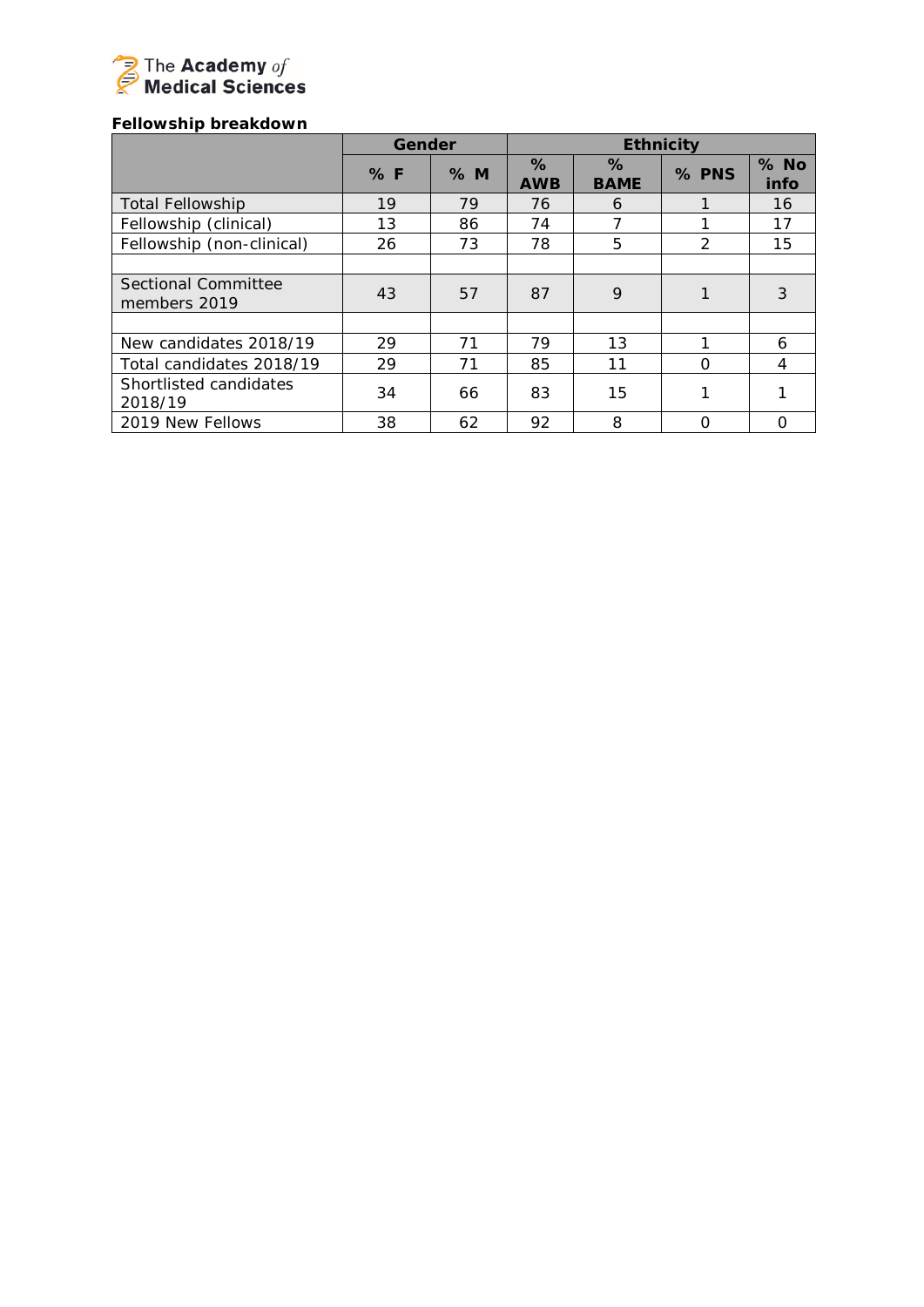**Fellowship breakdown**

| | Gender | | Ethnicity | | | |
|---|---|---|---|---|---|---|
| | % F | % M | % AWB | % BAME | % PNS | % No info |
| Total Fellowship | 19 | 79 | 76 | 6 | 1 | 16 |
| Fellowship (clinical) | 13 | 86 | 74 | 7 | 1 | 17 |
| Fellowship (non-clinical) | 26 | 73 | 78 | 5 | 2 | 15 |
| | | | | | | |
| Sectional Committee members 2019 | 43 | 57 | 87 | 9 | 1 | 3 |
| | | | | | | |
| New candidates 2018/19 | 29 | 71 | 79 | 13 | 1 | 6 |
| Total candidates 2018/19 | 29 | 71 | 85 | 11 | 0 | 4 |
| Shortlisted candidates 2018/19 | 34 | 66 | 83 | 15 | 1 | 1 |
| 2019 New Fellows | 38 | 62 | 92 | 8 | 0 | 0 |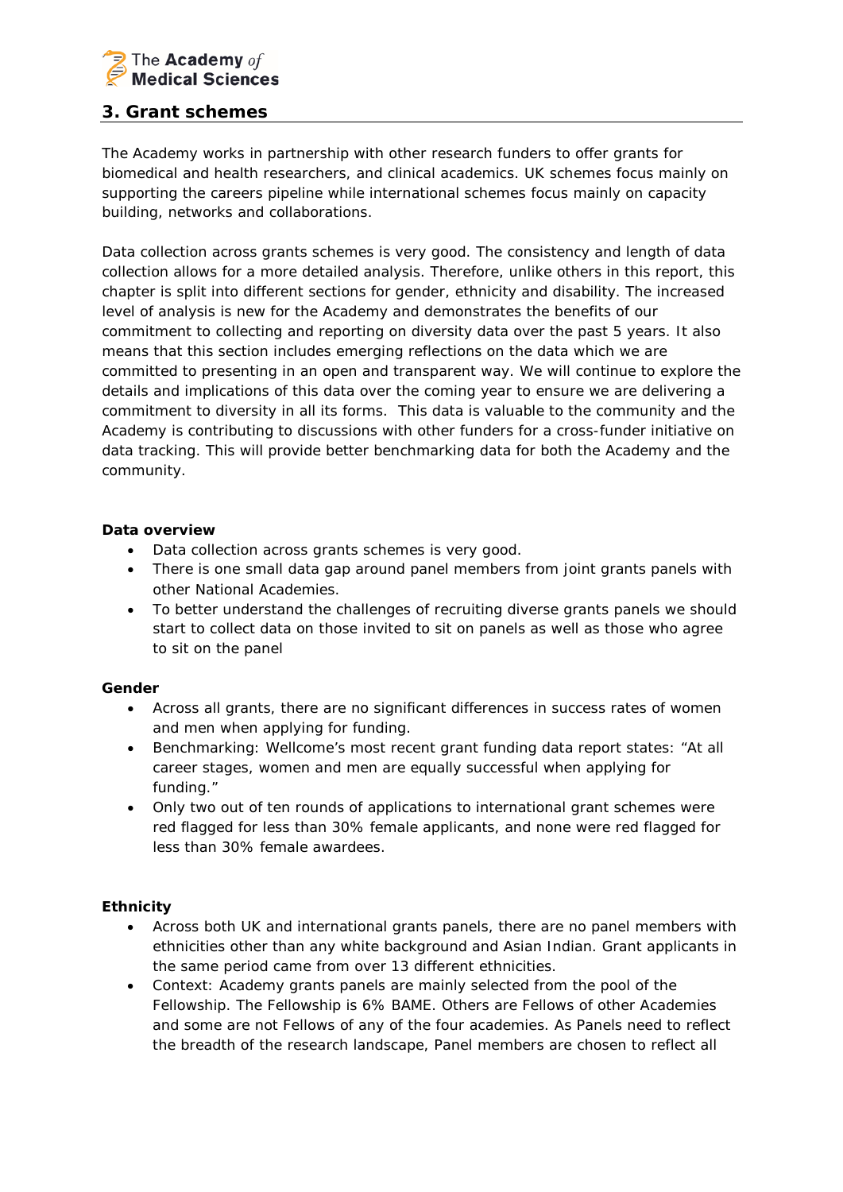## 3. Grant schemes

The Academy works in partnership with other research funders to offer grants for biomedical and health researchers, and clinical academics. UK schemes focus mainly on supporting the careers pipeline while international schemes focus mainly on capacity building, networks and collaborations.

Data collection across grants schemes is very good. The consistency and length of data collection allows for a more detailed analysis. Therefore, unlike others in this report, this chapter is split into different sections for gender, ethnicity and disability. The increased level of analysis is new for the Academy and demonstrates the benefits of our commitment to collecting and reporting on diversity data over the past 5 years. It also means that this section includes emerging reflections on the data which we are committed to presenting in an open and transparent way. We will continue to explore the details and implications of this data over the coming year to ensure we are delivering a commitment to diversity in all its forms. This data is valuable to the community and the Academy is contributing to discussions with other funders for a cross-funder initiative on data tracking. This will provide better benchmarking data for both the Academy and the community.

**Data overview**

- Data collection across grants schemes is very good.
- There is one small data gap around panel members from joint grants panels with other National Academies.
- To better understand the challenges of recruiting diverse grants panels we should start to collect data on those invited to sit on panels as well as those who agree to sit on the panel

**Gender**

- Across all grants, there are no significant differences in success rates of women and men when applying for funding.
- Benchmarking: Wellcome's most recent grant funding data report states: "At all career stages, women and men are equally successful when applying for funding."
- Only two out of ten rounds of applications to international grant schemes were red flagged for less than 30% female applicants, and none were red flagged for less than 30% female awardees.

**Ethnicity**

- Across both UK and international grants panels, there are no panel members with ethnicities other than any white background and Asian Indian. Grant applicants in the same period came from over 13 different ethnicities.
- Context: Academy grants panels are mainly selected from the pool of the Fellowship. The Fellowship is 6% BAME. Others are Fellows of other Academies and some are not Fellows of any of the four academies. As Panels need to reflect the breadth of the research landscape, Panel members are chosen to reflect all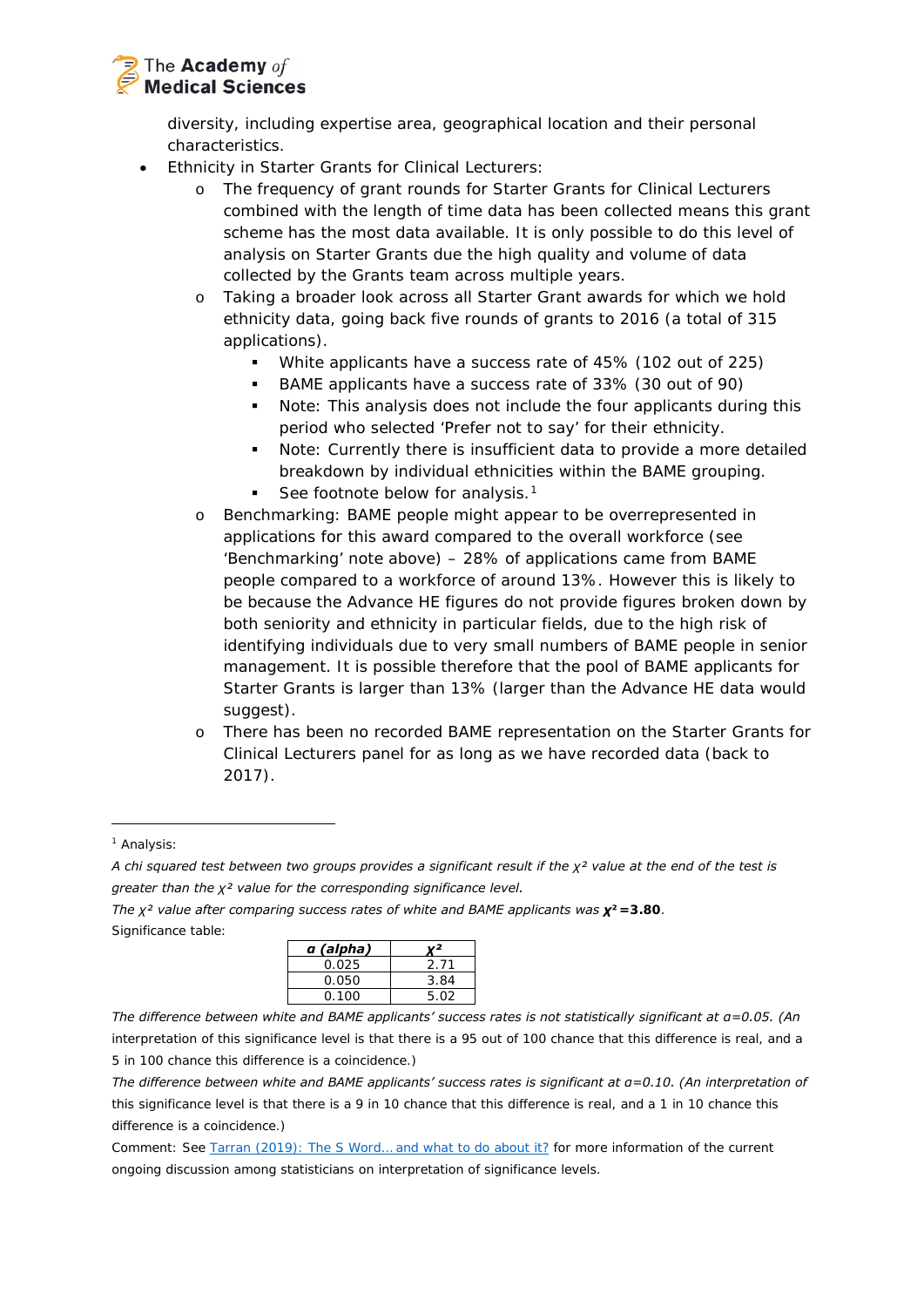diversity, including expertise area, geographical location and their personal characteristics.

- Ethnicity in Starter Grants for Clinical Lecturers:
    - The frequency of grant rounds for Starter Grants for Clinical Lecturers combined with the length of time data has been collected means this grant scheme has the most data available. It is only possible to do this level of analysis on Starter Grants due the high quality and volume of data collected by the Grants team across multiple years.
    - Taking a broader look across all Starter Grant awards for which we hold ethnicity data, going back five rounds of grants to 2016 (a total of 315 applications).
        - White applicants have a success rate of 45% (102 out of 225)
        - BAME applicants have a success rate of 33% (30 out of 90)
        - Note: This analysis does not include the four applicants during this period who selected 'Prefer not to say' for their ethnicity.
        - Note: Currently there is insufficient data to provide a more detailed breakdown by individual ethnicities within the BAME grouping.
        - See footnote below for analysis.[1]
    - Benchmarking: BAME people might appear to be overrepresented in applications for this award compared to the overall workforce (see 'Benchmarking' note above) – 28% of applications came from BAME people compared to a workforce of around 13%. However this is likely to be because the Advance HE figures do not provide figures broken down by both seniority and ethnicity in particular fields, due to the high risk of identifying individuals due to very small numbers of BAME people in senior management. It is possible therefore that the pool of BAME applicants for Starter Grants is larger than 13% (larger than the Advance HE data would suggest).
    - There has been no recorded BAME representation on the Starter Grants for Clinical Lecturers panel for as long as we have recorded data (back to 2017).

---

[1] Analysis:

*A chi squared test between two groups provides a significant result if the $\chi^2$ value at the end of the test is greater than the $\chi^2$ value for the corresponding significance level.*

*The $\chi^2$ value after comparing success rates of white and BAME applicants was* $\boldsymbol{\chi^2 = 3.80}$.

Significance table:

| *α (alpha)* | *χ²* |
|---|---|
| 0.025 | 2.71 |
| 0.050 | 3.84 |
| 0.100 | 5.02 |

*The difference between white and BAME applicants' success rates is not statistically significant at α=0.05. (An* interpretation of this significance level is that there is a 95 out of 100 chance that this difference is real, and a 5 in 100 chance this difference is a coincidence.)

*The difference between white and BAME applicants' success rates is significant at α=0.10. (An interpretation of* this significance level is that there is a 9 in 10 chance that this difference is real, and a 1 in 10 chance this difference is a coincidence.)

Comment: See Tarran (2019): The S Word... and what to do about it? for more information of the current ongoing discussion among statisticians on interpretation of significance levels.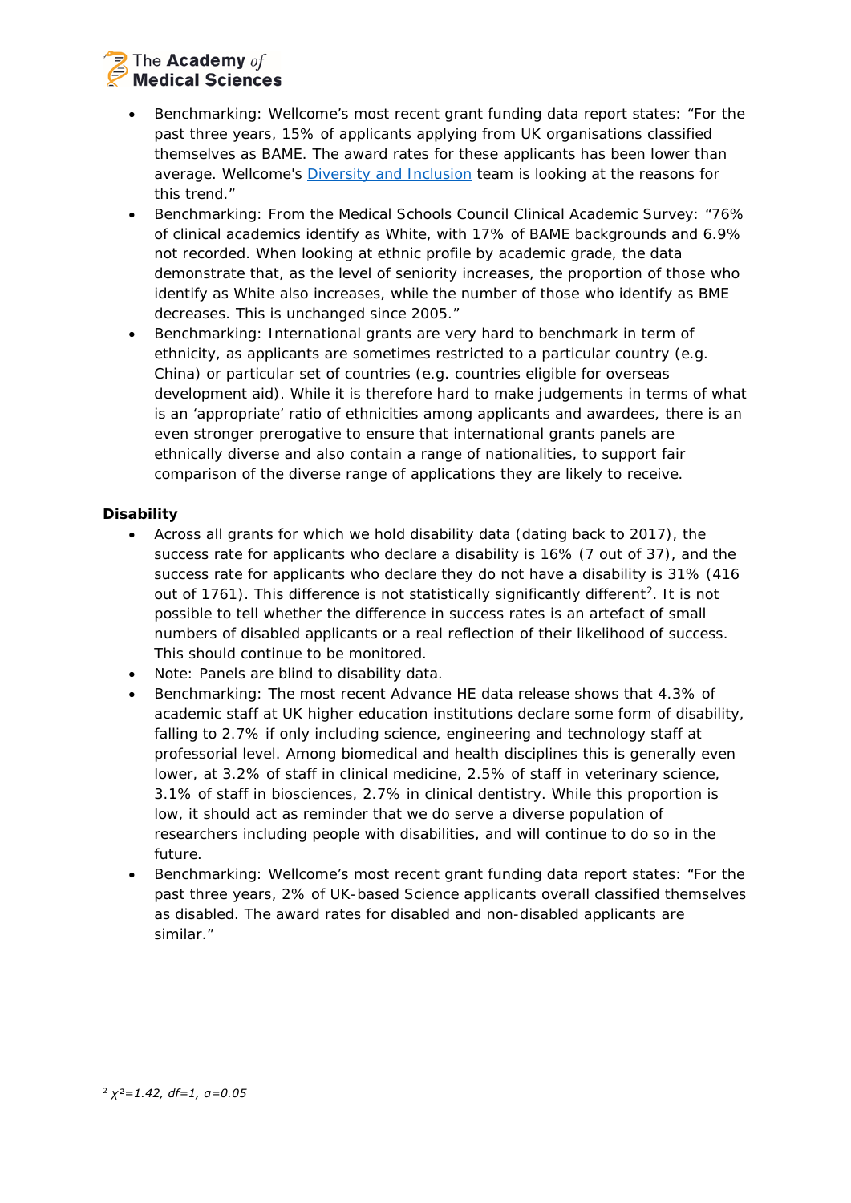- Benchmarking: Wellcome's most recent grant funding data report states: "For the past three years, 15% of applicants applying from UK organisations classified themselves as BAME. The award rates for these applicants has been lower than average. Wellcome's Diversity and Inclusion team is looking at the reasons for this trend."
- Benchmarking: From the Medical Schools Council Clinical Academic Survey: "76% of clinical academics identify as White, with 17% of BAME backgrounds and 6.9% not recorded. When looking at ethnic profile by academic grade, the data demonstrate that, as the level of seniority increases, the proportion of those who identify as White also increases, while the number of those who identify as BME decreases. This is unchanged since 2005."
- Benchmarking: International grants are very hard to benchmark in term of ethnicity, as applicants are sometimes restricted to a particular country (e.g. China) or particular set of countries (e.g. countries eligible for overseas development aid). While it is therefore hard to make judgements in terms of what is an 'appropriate' ratio of ethnicities among applicants and awardees, there is an even stronger prerogative to ensure that international grants panels are ethnically diverse and also contain a range of nationalities, to support fair comparison of the diverse range of applications they are likely to receive.

**Disability**

- Across all grants for which we hold disability data (dating back to 2017), the success rate for applicants who declare a disability is 16% (7 out of 37), and the success rate for applicants who declare they do not have a disability is 31% (416 out of 1761). This difference is not statistically significantly different[2]. It is not possible to tell whether the difference in success rates is an artefact of small numbers of disabled applicants or a real reflection of their likelihood of success. This should continue to be monitored.
- Note: Panels are blind to disability data.
- Benchmarking: The most recent Advance HE data release shows that 4.3% of academic staff at UK higher education institutions declare some form of disability, falling to 2.7% if only including science, engineering and technology staff at professorial level. Among biomedical and health disciplines this is generally even lower, at 3.2% of staff in clinical medicine, 2.5% of staff in veterinary science, 3.1% of staff in biosciences, 2.7% in clinical dentistry. While this proportion is low, it should act as reminder that we do serve a diverse population of researchers including people with disabilities, and will continue to do so in the future.
- Benchmarking: Wellcome's most recent grant funding data report states: "For the past three years, 2% of UK-based Science applicants overall classified themselves as disabled. The award rates for disabled and non-disabled applicants are similar."

---

[2] *$\chi^2=1.42$, $df=1$, $\alpha=0.05$*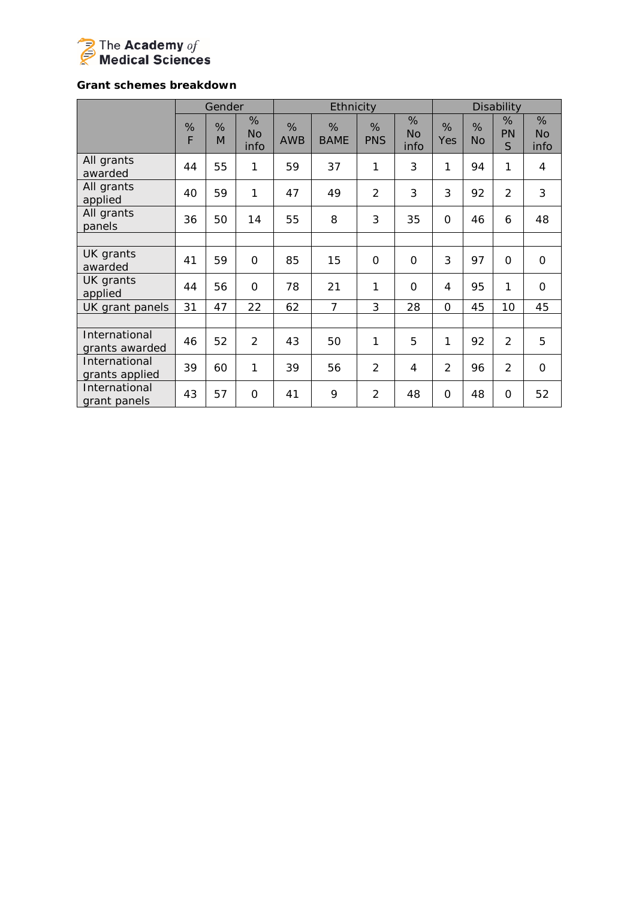**Grant schemes breakdown**

| | Gender | | | Ethnicity | | | | Disability | | | |
|---|---|---|---|---|---|---|---|---|---|---|---|
| | % F | % M | % No info | % AWB | % BAME | % PNS | % No info | % Yes | % No | % PNS | % No info |
| All grants awarded | 44 | 55 | 1 | 59 | 37 | 1 | 3 | 1 | 94 | 1 | 4 |
| All grants applied | 40 | 59 | 1 | 47 | 49 | 2 | 3 | 3 | 92 | 2 | 3 |
| All grants panels | 36 | 50 | 14 | 55 | 8 | 3 | 35 | 0 | 46 | 6 | 48 |
| | | | | | | | | | | | |
| UK grants awarded | 41 | 59 | 0 | 85 | 15 | 0 | 0 | 3 | 97 | 0 | 0 |
| UK grants applied | 44 | 56 | 0 | 78 | 21 | 1 | 0 | 4 | 95 | 1 | 0 |
| UK grant panels | 31 | 47 | 22 | 62 | 7 | 3 | 28 | 0 | 45 | 10 | 45 |
| | | | | | | | | | | | |
| International grants awarded | 46 | 52 | 2 | 43 | 50 | 1 | 5 | 1 | 92 | 2 | 5 |
| International grants applied | 39 | 60 | 1 | 39 | 56 | 2 | 4 | 2 | 96 | 2 | 0 |
| International grant panels | 43 | 57 | 0 | 41 | 9 | 2 | 48 | 0 | 48 | 0 | 52 |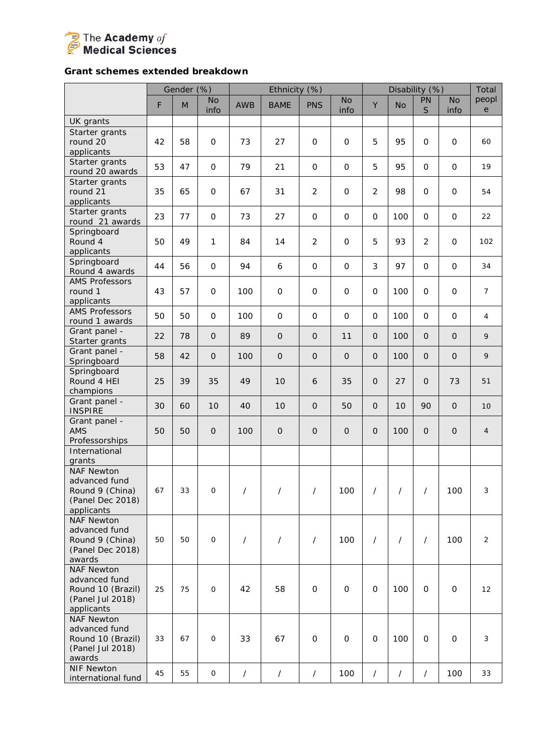**Grant schemes extended breakdown**

| | Gender (%) | | | Ethnicity (%) | | | | Disability (%) | | | | Total people |
|---|---|---|---|---|---|---|---|---|---|---|---|---|
| | F | M | No info | AWB | BAME | PNS | No info | Y | No | PNS | No info | |
| UK grants | | | | | | | | | | | | |
| Starter grants round 20 applicants | 42 | 58 | 0 | 73 | 27 | 0 | 0 | 5 | 95 | 0 | 0 | 60 |
| Starter grants round 20 awards | 53 | 47 | 0 | 79 | 21 | 0 | 0 | 5 | 95 | 0 | 0 | 19 |
| Starter grants round 21 applicants | 35 | 65 | 0 | 67 | 31 | 2 | 0 | 2 | 98 | 0 | 0 | 54 |
| Starter grants round 21 awards | 23 | 77 | 0 | 73 | 27 | 0 | 0 | 0 | 100 | 0 | 0 | 22 |
| Springboard Round 4 applicants | 50 | 49 | 1 | 84 | 14 | 2 | 0 | 5 | 93 | 2 | 0 | 102 |
| Springboard Round 4 awards | 44 | 56 | 0 | 94 | 6 | 0 | 0 | 3 | 97 | 0 | 0 | 34 |
| AMS Professors round 1 applicants | 43 | 57 | 0 | 100 | 0 | 0 | 0 | 0 | 100 | 0 | 0 | 7 |
| AMS Professors round 1 awards | 50 | 50 | 0 | 100 | 0 | 0 | 0 | 0 | 100 | 0 | 0 | 4 |
| Grant panel - Starter grants | 22 | 78 | 0 | 89 | 0 | 0 | 11 | 0 | 100 | 0 | 0 | 9 |
| Grant panel - Springboard | 58 | 42 | 0 | 100 | 0 | 0 | 0 | 0 | 100 | 0 | 0 | 9 |
| Springboard Round 4 HEI champions | 25 | 39 | 35 | 49 | 10 | 6 | 35 | 0 | 27 | 0 | 73 | 51 |
| Grant panel - INSPIRE | 30 | 60 | 10 | 40 | 10 | 0 | 50 | 0 | 10 | 90 | 0 | 10 |
| Grant panel - AMS Professorships | 50 | 50 | 0 | 100 | 0 | 0 | 0 | 0 | 100 | 0 | 0 | 4 |
| International grants | | | | | | | | | | | | |
| NAF Newton advanced fund Round 9 (China) (Panel Dec 2018) applicants | 67 | 33 | 0 | / | / | / | 100 | / | / | / | 100 | 3 |
| NAF Newton advanced fund Round 9 (China) (Panel Dec 2018) awards | 50 | 50 | 0 | / | / | / | 100 | / | / | / | 100 | 2 |
| NAF Newton advanced fund Round 10 (Brazil) (Panel Jul 2018) applicants | 25 | 75 | 0 | 42 | 58 | 0 | 0 | 0 | 100 | 0 | 0 | 12 |
| NAF Newton advanced fund Round 10 (Brazil) (Panel Jul 2018) awards | 33 | 67 | 0 | 33 | 67 | 0 | 0 | 0 | 100 | 0 | 0 | 3 |
| NIF Newton international fund | 45 | 55 | 0 | / | / | / | 100 | / | / | / | 100 | 33 |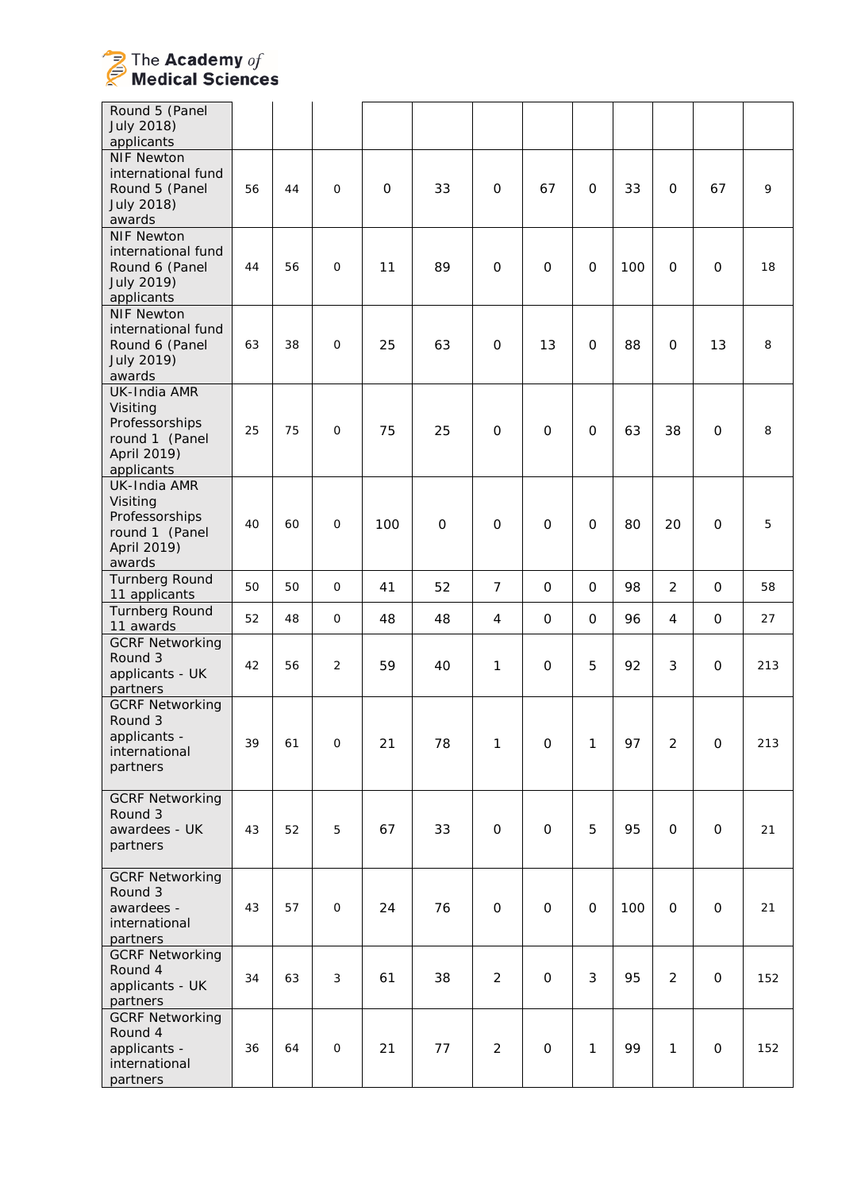| | | | | | | | | | | | |
|---|---|---|---|---|---|---|---|---|---|---|---|
| Round 5 (Panel July 2018) applicants | | | | | | | | | | | |
| NIF Newton international fund Round 5 (Panel July 2018) awards | 56 | 44 | 0 | 0 | 33 | 0 | 67 | 0 | 33 | 0 | 67 | 9 |
| NIF Newton international fund Round 6 (Panel July 2019) applicants | 44 | 56 | 0 | 11 | 89 | 0 | 0 | 0 | 100 | 0 | 0 | 18 |
| NIF Newton international fund Round 6 (Panel July 2019) awards | 63 | 38 | 0 | 25 | 63 | 0 | 13 | 0 | 88 | 0 | 13 | 8 |
| UK-India AMR Visiting Professorships round 1 (Panel April 2019) applicants | 25 | 75 | 0 | 75 | 25 | 0 | 0 | 0 | 63 | 38 | 0 | 8 |
| UK-India AMR Visiting Professorships round 1 (Panel April 2019) awards | 40 | 60 | 0 | 100 | 0 | 0 | 0 | 0 | 80 | 20 | 0 | 5 |
| Turnberg Round 11 applicants | 50 | 50 | 0 | 41 | 52 | 7 | 0 | 0 | 98 | 2 | 0 | 58 |
| Turnberg Round 11 awards | 52 | 48 | 0 | 48 | 48 | 4 | 0 | 0 | 96 | 4 | 0 | 27 |
| GCRF Networking Round 3 applicants - UK partners | 42 | 56 | 2 | 59 | 40 | 1 | 0 | 5 | 92 | 3 | 0 | 213 |
| GCRF Networking Round 3 applicants - international partners | 39 | 61 | 0 | 21 | 78 | 1 | 0 | 1 | 97 | 2 | 0 | 213 |
| GCRF Networking Round 3 awardees - UK partners | 43 | 52 | 5 | 67 | 33 | 0 | 0 | 5 | 95 | 0 | 0 | 21 |
| GCRF Networking Round 3 awardees - international partners | 43 | 57 | 0 | 24 | 76 | 0 | 0 | 0 | 100 | 0 | 0 | 21 |
| GCRF Networking Round 4 applicants - UK partners | 34 | 63 | 3 | 61 | 38 | 2 | 0 | 3 | 95 | 2 | 0 | 152 |
| GCRF Networking Round 4 applicants - international partners | 36 | 64 | 0 | 21 | 77 | 2 | 0 | 1 | 99 | 1 | 0 | 152 |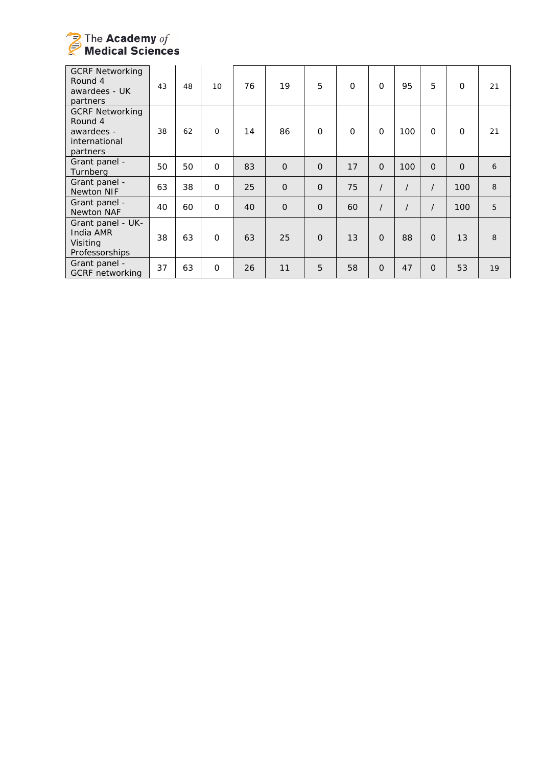| | | | | | | | | | | | | |
|---|---|---|---|---|---|---|---|---|---|---|---|---|
| GCRF Networking Round 4 awardees - UK partners | 43 | 48 | 10 | 76 | 19 | 5 | 0 | 0 | 95 | 5 | 0 | 21 |
| GCRF Networking Round 4 awardees - international partners | 38 | 62 | 0 | 14 | 86 | 0 | 0 | 0 | 100 | 0 | 0 | 21 |
| Grant panel - Turnberg | 50 | 50 | 0 | 83 | 0 | 0 | 17 | 0 | 100 | 0 | 0 | 6 |
| Grant panel - Newton NIF | 63 | 38 | 0 | 25 | 0 | 0 | 75 | / | / | / | 100 | 8 |
| Grant panel - Newton NAF | 40 | 60 | 0 | 40 | 0 | 0 | 60 | / | / | / | 100 | 5 |
| Grant panel - UK-India AMR Visiting Professorships | 38 | 63 | 0 | 63 | 25 | 0 | 13 | 0 | 88 | 0 | 13 | 8 |
| Grant panel - GCRF networking | 37 | 63 | 0 | 26 | 11 | 5 | 58 | 0 | 47 | 0 | 53 | 19 |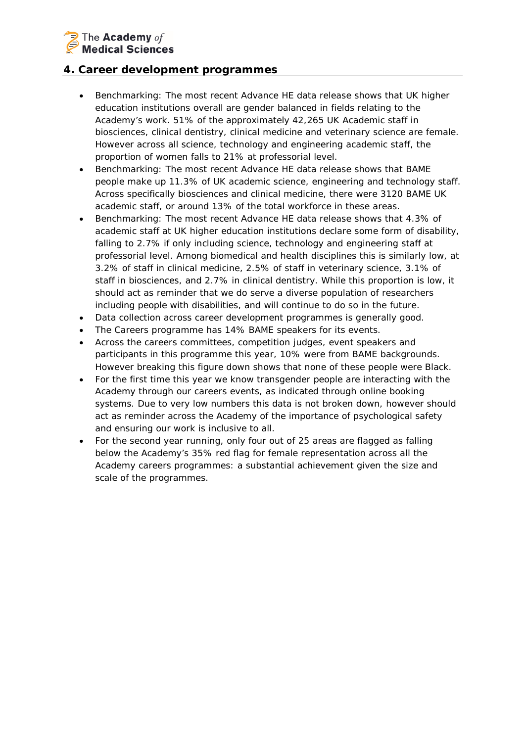## 4. Career development programmes

- Benchmarking: The most recent Advance HE data release shows that UK higher education institutions overall are gender balanced in fields relating to the Academy's work. 51% of the approximately 42,265 UK Academic staff in biosciences, clinical dentistry, clinical medicine and veterinary science are female. However across all science, technology and engineering academic staff, the proportion of women falls to 21% at professorial level.
- Benchmarking: The most recent Advance HE data release shows that BAME people make up 11.3% of UK academic science, engineering and technology staff. Across specifically biosciences and clinical medicine, there were 3120 BAME UK academic staff, or around 13% of the total workforce in these areas.
- Benchmarking: The most recent Advance HE data release shows that 4.3% of academic staff at UK higher education institutions declare some form of disability, falling to 2.7% if only including science, technology and engineering staff at professorial level. Among biomedical and health disciplines this is similarly low, at 3.2% of staff in clinical medicine, 2.5% of staff in veterinary science, 3.1% of staff in biosciences, and 2.7% in clinical dentistry. While this proportion is low, it should act as reminder that we do serve a diverse population of researchers including people with disabilities, and will continue to do so in the future.
- Data collection across career development programmes is generally good.
- The Careers programme has 14% BAME speakers for its events.
- Across the careers committees, competition judges, event speakers and participants in this programme this year, 10% were from BAME backgrounds. However breaking this figure down shows that none of these people were Black.
- For the first time this year we know transgender people are interacting with the Academy through our careers events, as indicated through online booking systems. Due to very low numbers this data is not broken down, however should act as reminder across the Academy of the importance of psychological safety and ensuring our work is inclusive to all.
- For the second year running, only four out of 25 areas are flagged as falling below the Academy's 35% red flag for female representation across all the Academy careers programmes: a substantial achievement given the size and scale of the programmes.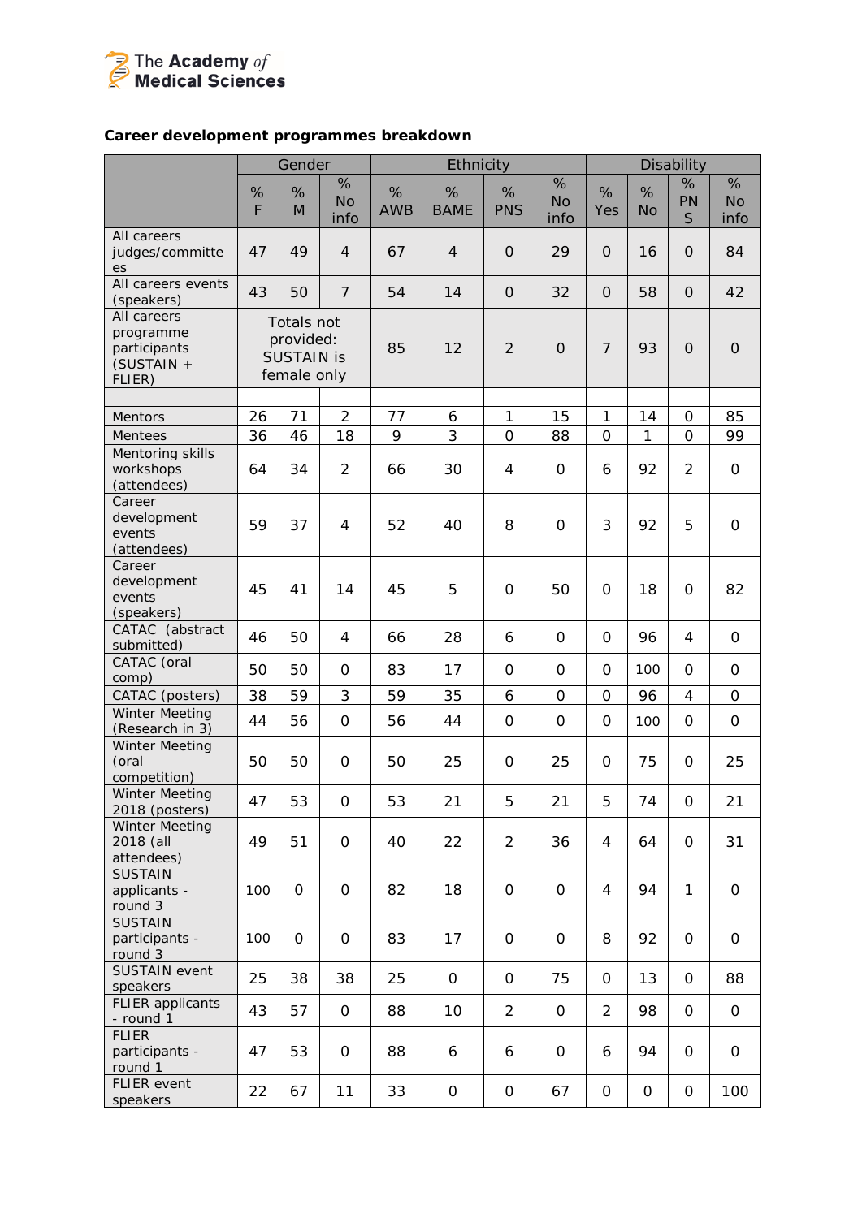## Career development programmes breakdown

| | Gender | | | Ethnicity | | | | Disability | | | |
|---|---|---|---|---|---|---|---|---|---|---|---|
| | % F | % M | % No info | % AWB | % BAME | % PNS | % No info | % Yes | % No | % PNS | % No info |
| All careers judges/committees | 47 | 49 | 4 | 67 | 4 | 0 | 29 | 0 | 16 | 0 | 84 |
| All careers events (speakers) | 43 | 50 | 7 | 54 | 14 | 0 | 32 | 0 | 58 | 0 | 42 |
| All careers programme participants (SUSTAIN + FLIER) | Totals not provided: SUSTAIN is female only | | | 85 | 12 | 2 | 0 | 7 | 93 | 0 | 0 |
| | | | | | | | | | | | |
| Mentors | 26 | 71 | 2 | 77 | 6 | 1 | 15 | 1 | 14 | 0 | 85 |
| Mentees | 36 | 46 | 18 | 9 | 3 | 0 | 88 | 0 | 1 | 0 | 99 |
| Mentoring skills workshops (attendees) | 64 | 34 | 2 | 66 | 30 | 4 | 0 | 6 | 92 | 2 | 0 |
| Career development events (attendees) | 59 | 37 | 4 | 52 | 40 | 8 | 0 | 3 | 92 | 5 | 0 |
| Career development events (speakers) | 45 | 41 | 14 | 45 | 5 | 0 | 50 | 0 | 18 | 0 | 82 |
| CATAC (abstract submitted) | 46 | 50 | 4 | 66 | 28 | 6 | 0 | 0 | 96 | 4 | 0 |
| CATAC (oral comp) | 50 | 50 | 0 | 83 | 17 | 0 | 0 | 0 | 100 | 0 | 0 |
| CATAC (posters) | 38 | 59 | 3 | 59 | 35 | 6 | 0 | 0 | 96 | 4 | 0 |
| Winter Meeting (Research in 3) | 44 | 56 | 0 | 56 | 44 | 0 | 0 | 0 | 100 | 0 | 0 |
| Winter Meeting (oral competition) | 50 | 50 | 0 | 50 | 25 | 0 | 25 | 0 | 75 | 0 | 25 |
| Winter Meeting 2018 (posters) | 47 | 53 | 0 | 53 | 21 | 5 | 21 | 5 | 74 | 0 | 21 |
| Winter Meeting 2018 (all attendees) | 49 | 51 | 0 | 40 | 22 | 2 | 36 | 4 | 64 | 0 | 31 |
| SUSTAIN applicants - round 3 | 100 | 0 | 0 | 82 | 18 | 0 | 0 | 4 | 94 | 1 | 0 |
| SUSTAIN participants - round 3 | 100 | 0 | 0 | 83 | 17 | 0 | 0 | 8 | 92 | 0 | 0 |
| SUSTAIN event speakers | 25 | 38 | 38 | 25 | 0 | 0 | 75 | 0 | 13 | 0 | 88 |
| FLIER applicants - round 1 | 43 | 57 | 0 | 88 | 10 | 2 | 0 | 2 | 98 | 0 | 0 |
| FLIER participants - round 1 | 47 | 53 | 0 | 88 | 6 | 6 | 0 | 6 | 94 | 0 | 0 |
| FLIER event speakers | 22 | 67 | 11 | 33 | 0 | 0 | 67 | 0 | 0 | 0 | 100 |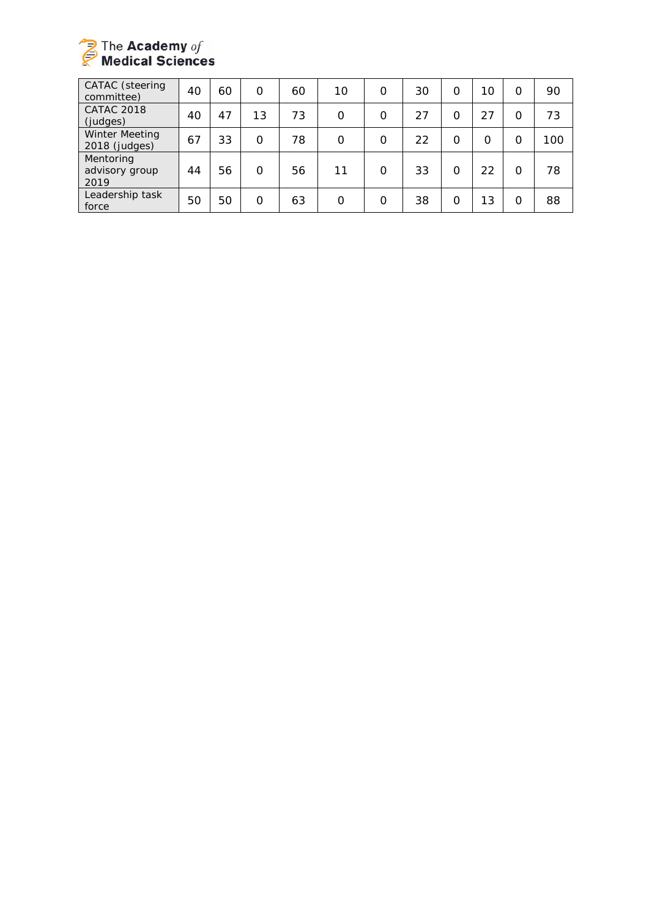| | | | | | | | | | | | |
|---|---|---|---|---|---|---|---|---|---|---|---|
| CATAC (steering committee) | 40 | 60 | 0 | 60 | 10 | 0 | 30 | 0 | 10 | 0 | 90 |
| CATAC 2018 (judges) | 40 | 47 | 13 | 73 | 0 | 0 | 27 | 0 | 27 | 0 | 73 |
| Winter Meeting 2018 (judges) | 67 | 33 | 0 | 78 | 0 | 0 | 22 | 0 | 0 | 0 | 100 |
| Mentoring advisory group 2019 | 44 | 56 | 0 | 56 | 11 | 0 | 33 | 0 | 22 | 0 | 78 |
| Leadership task force | 50 | 50 | 0 | 63 | 0 | 0 | 38 | 0 | 13 | 0 | 88 |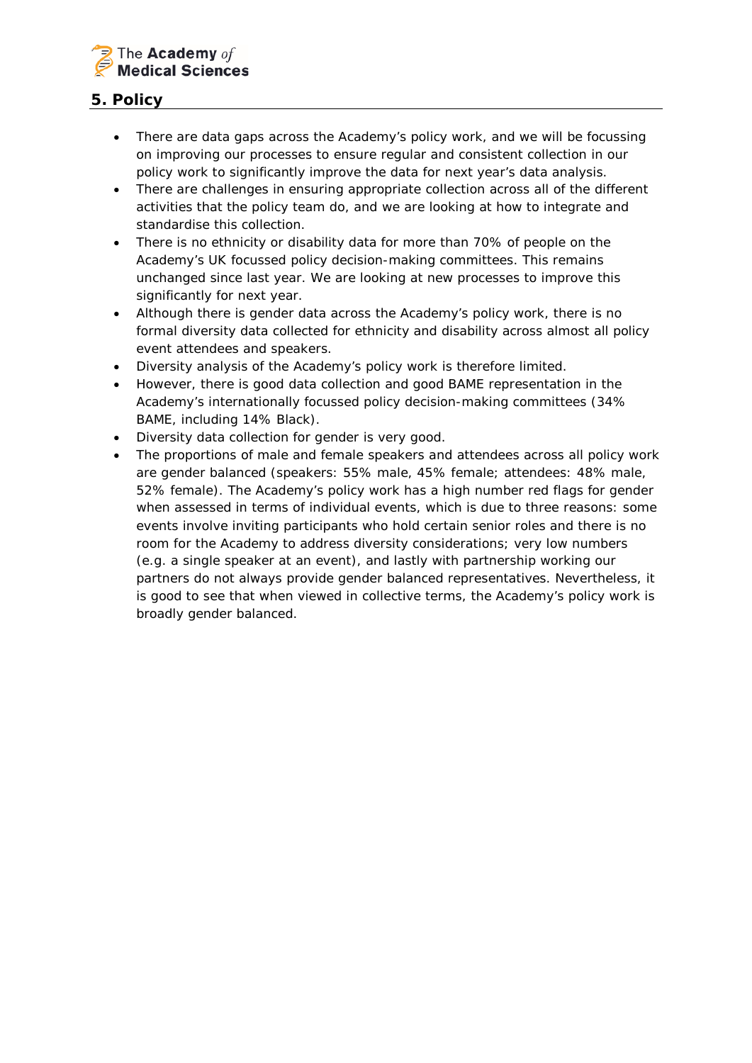## 5. Policy

- There are data gaps across the Academy's policy work, and we will be focussing on improving our processes to ensure regular and consistent collection in our policy work to significantly improve the data for next year's data analysis.
- There are challenges in ensuring appropriate collection across all of the different activities that the policy team do, and we are looking at how to integrate and standardise this collection.
- There is no ethnicity or disability data for more than 70% of people on the Academy's UK focussed policy decision-making committees. This remains unchanged since last year. We are looking at new processes to improve this significantly for next year.
- Although there is gender data across the Academy's policy work, there is no formal diversity data collected for ethnicity and disability across almost all policy event attendees and speakers.
- Diversity analysis of the Academy's policy work is therefore limited.
- However, there is good data collection and good BAME representation in the Academy's internationally focussed policy decision-making committees (34% BAME, including 14% Black).
- Diversity data collection for gender is very good.
- The proportions of male and female speakers and attendees across all policy work are gender balanced (speakers: 55% male, 45% female; attendees: 48% male, 52% female). The Academy's policy work has a high number red flags for gender when assessed in terms of individual events, which is due to three reasons: some events involve inviting participants who hold certain senior roles and there is no room for the Academy to address diversity considerations; very low numbers (e.g. a single speaker at an event), and lastly with partnership working our partners do not always provide gender balanced representatives. Nevertheless, it is good to see that when viewed in collective terms, the Academy's policy work is broadly gender balanced.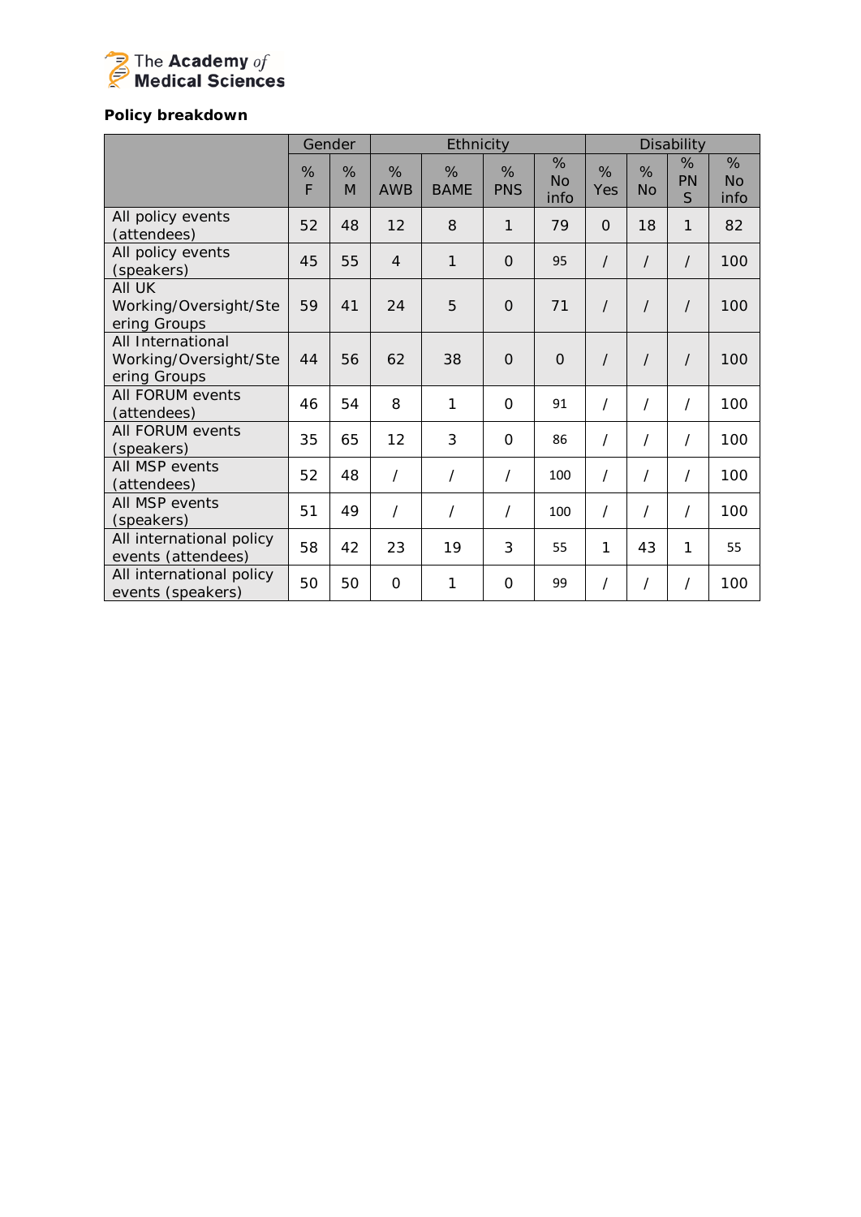**Policy breakdown**

| | Gender | | Ethnicity | | | | Disability | | | |
|---|---|---|---|---|---|---|---|---|---|---|
| | % F | % M | % AWB | % BAME | % PNS | % No info | % Yes | % No | % PNS | % No info |
| All policy events (attendees) | 52 | 48 | 12 | 8 | 1 | 79 | 0 | 18 | 1 | 82 |
| All policy events (speakers) | 45 | 55 | 4 | 1 | 0 | 95 | / | / | / | 100 |
| All UK Working/Oversight/Steering Groups | 59 | 41 | 24 | 5 | 0 | 71 | / | / | / | 100 |
| All International Working/Oversight/Steering Groups | 44 | 56 | 62 | 38 | 0 | 0 | / | / | / | 100 |
| All FORUM events (attendees) | 46 | 54 | 8 | 1 | 0 | 91 | / | / | / | 100 |
| All FORUM events (speakers) | 35 | 65 | 12 | 3 | 0 | 86 | / | / | / | 100 |
| All MSP events (attendees) | 52 | 48 | / | / | / | 100 | / | / | / | 100 |
| All MSP events (speakers) | 51 | 49 | / | / | / | 100 | / | / | / | 100 |
| All international policy events (attendees) | 58 | 42 | 23 | 19 | 3 | 55 | 1 | 43 | 1 | 55 |
| All international policy events (speakers) | 50 | 50 | 0 | 1 | 0 | 99 | / | / | / | 100 |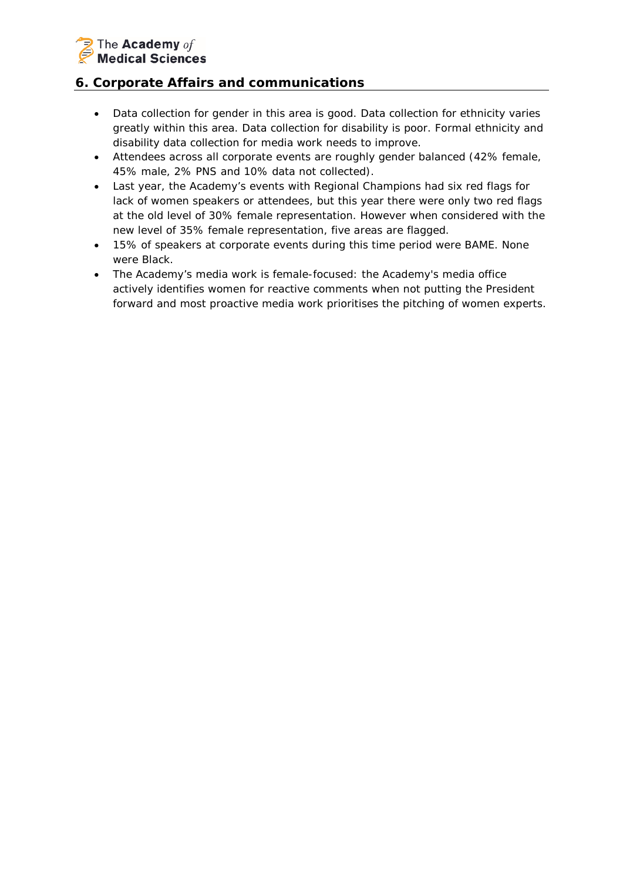## 6. Corporate Affairs and communications

- Data collection for gender in this area is good. Data collection for ethnicity varies greatly within this area. Data collection for disability is poor. Formal ethnicity and disability data collection for media work needs to improve.
- Attendees across all corporate events are roughly gender balanced (42% female, 45% male, 2% PNS and 10% data not collected).
- Last year, the Academy's events with Regional Champions had six red flags for lack of women speakers or attendees, but this year there were only two red flags at the old level of 30% female representation. However when considered with the new level of 35% female representation, five areas are flagged.
- 15% of speakers at corporate events during this time period were BAME. None were Black.
- The Academy's media work is female-focused: the Academy's media office actively identifies women for reactive comments when not putting the President forward and most proactive media work prioritises the pitching of women experts.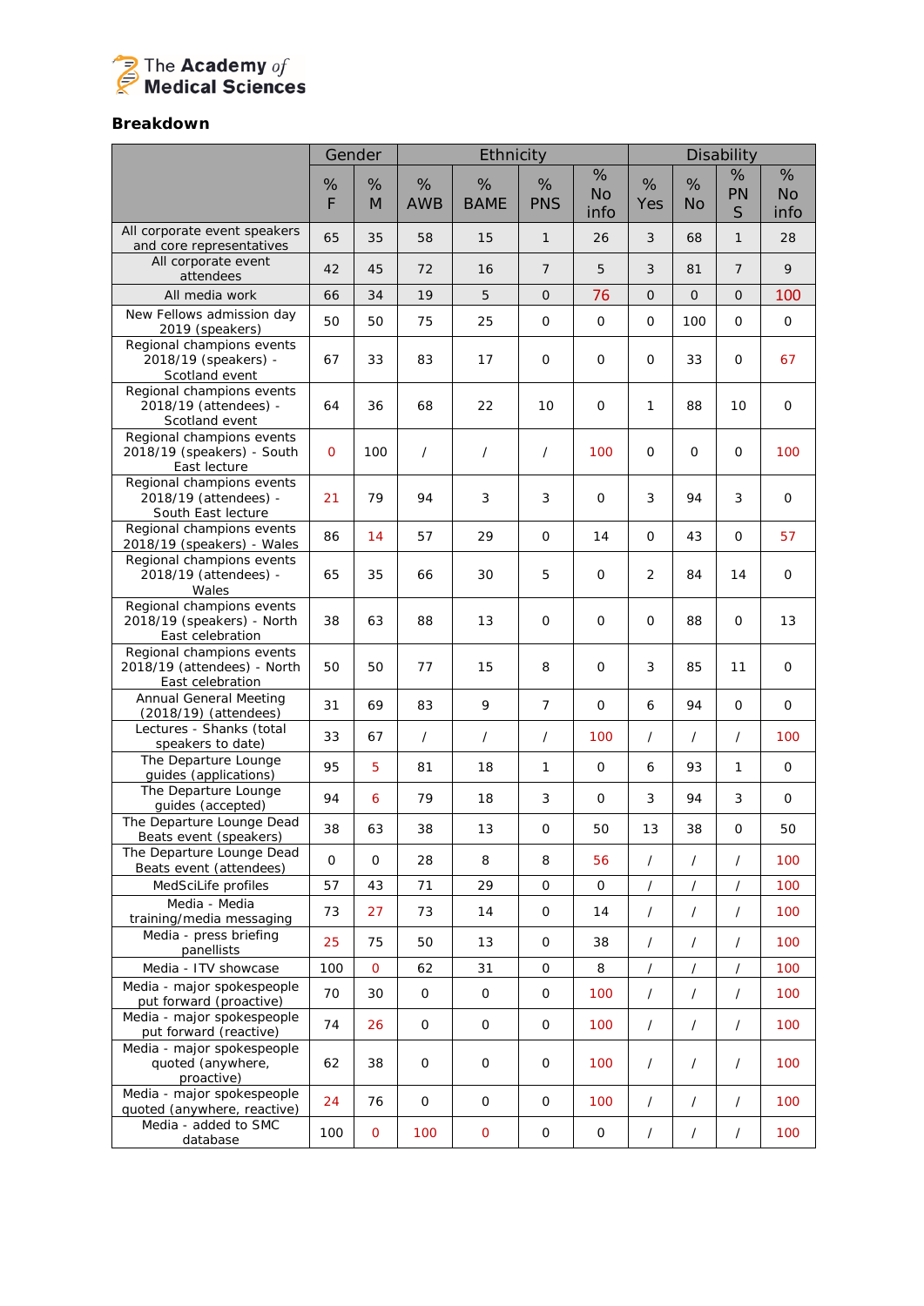The Academy of Medical Sciences

## Breakdown

| | Gender | | Ethnicity | | | | Disability | | | |
|---|---|---|---|---|---|---|---|---|---|---|
| | % F | % M | % AWB | % BAME | % PNS | % No info | % Yes | % No | % PNS | % No info |
| All corporate event speakers and core representatives | 65 | 35 | 58 | 15 | 1 | 26 | 3 | 68 | 1 | 28 |
| All corporate event attendees | 42 | 45 | 72 | 16 | 7 | 5 | 3 | 81 | 7 | 9 |
| All media work | 66 | 34 | 19 | 5 | 0 | 76 | 0 | 0 | 0 | 100 |
| New Fellows admission day 2019 (speakers) | 50 | 50 | 75 | 25 | 0 | 0 | 0 | 100 | 0 | 0 |
| Regional champions events 2018/19 (speakers) - Scotland event | 67 | 33 | 83 | 17 | 0 | 0 | 0 | 33 | 0 | 67 |
| Regional champions events 2018/19 (attendees) - Scotland event | 64 | 36 | 68 | 22 | 10 | 0 | 1 | 88 | 10 | 0 |
| Regional champions events 2018/19 (speakers) - South East lecture | 0 | 100 | / | / | / | 100 | 0 | 0 | 0 | 100 |
| Regional champions events 2018/19 (attendees) - South East lecture | 21 | 79 | 94 | 3 | 3 | 0 | 3 | 94 | 3 | 0 |
| Regional champions events 2018/19 (speakers) - Wales | 86 | 14 | 57 | 29 | 0 | 14 | 0 | 43 | 0 | 57 |
| Regional champions events 2018/19 (attendees) - Wales | 65 | 35 | 66 | 30 | 5 | 0 | 2 | 84 | 14 | 0 |
| Regional champions events 2018/19 (speakers) - North East celebration | 38 | 63 | 88 | 13 | 0 | 0 | 0 | 88 | 0 | 13 |
| Regional champions events 2018/19 (attendees) - North East celebration | 50 | 50 | 77 | 15 | 8 | 0 | 3 | 85 | 11 | 0 |
| Annual General Meeting (2018/19) (attendees) | 31 | 69 | 83 | 9 | 7 | 0 | 6 | 94 | 0 | 0 |
| Lectures - Shanks (total speakers to date) | 33 | 67 | / | / | / | 100 | / | / | / | 100 |
| The Departure Lounge guides (applications) | 95 | 5 | 81 | 18 | 1 | 0 | 6 | 93 | 1 | 0 |
| The Departure Lounge guides (accepted) | 94 | 6 | 79 | 18 | 3 | 0 | 3 | 94 | 3 | 0 |
| The Departure Lounge Dead Beats event (speakers) | 38 | 63 | 38 | 13 | 0 | 50 | 13 | 38 | 0 | 50 |
| The Departure Lounge Dead Beats event (attendees) | 0 | 0 | 28 | 8 | 8 | 56 | / | / | / | 100 |
| MedSciLife profiles | 57 | 43 | 71 | 29 | 0 | 0 | / | / | / | 100 |
| Media - Media training/media messaging | 73 | 27 | 73 | 14 | 0 | 14 | / | / | / | 100 |
| Media - press briefing panellists | 25 | 75 | 50 | 13 | 0 | 38 | / | / | / | 100 |
| Media - ITV showcase | 100 | 0 | 62 | 31 | 0 | 8 | / | / | / | 100 |
| Media - major spokespeople put forward (proactive) | 70 | 30 | 0 | 0 | 0 | 100 | / | / | / | 100 |
| Media - major spokespeople put forward (reactive) | 74 | 26 | 0 | 0 | 0 | 100 | / | / | / | 100 |
| Media - major spokespeople quoted (anywhere, proactive) | 62 | 38 | 0 | 0 | 0 | 100 | / | / | / | 100 |
| Media - major spokespeople quoted (anywhere, reactive) | 24 | 76 | 0 | 0 | 0 | 100 | / | / | / | 100 |
| Media - added to SMC database | 100 | 0 | 100 | 0 | 0 | 0 | / | / | / | 100 |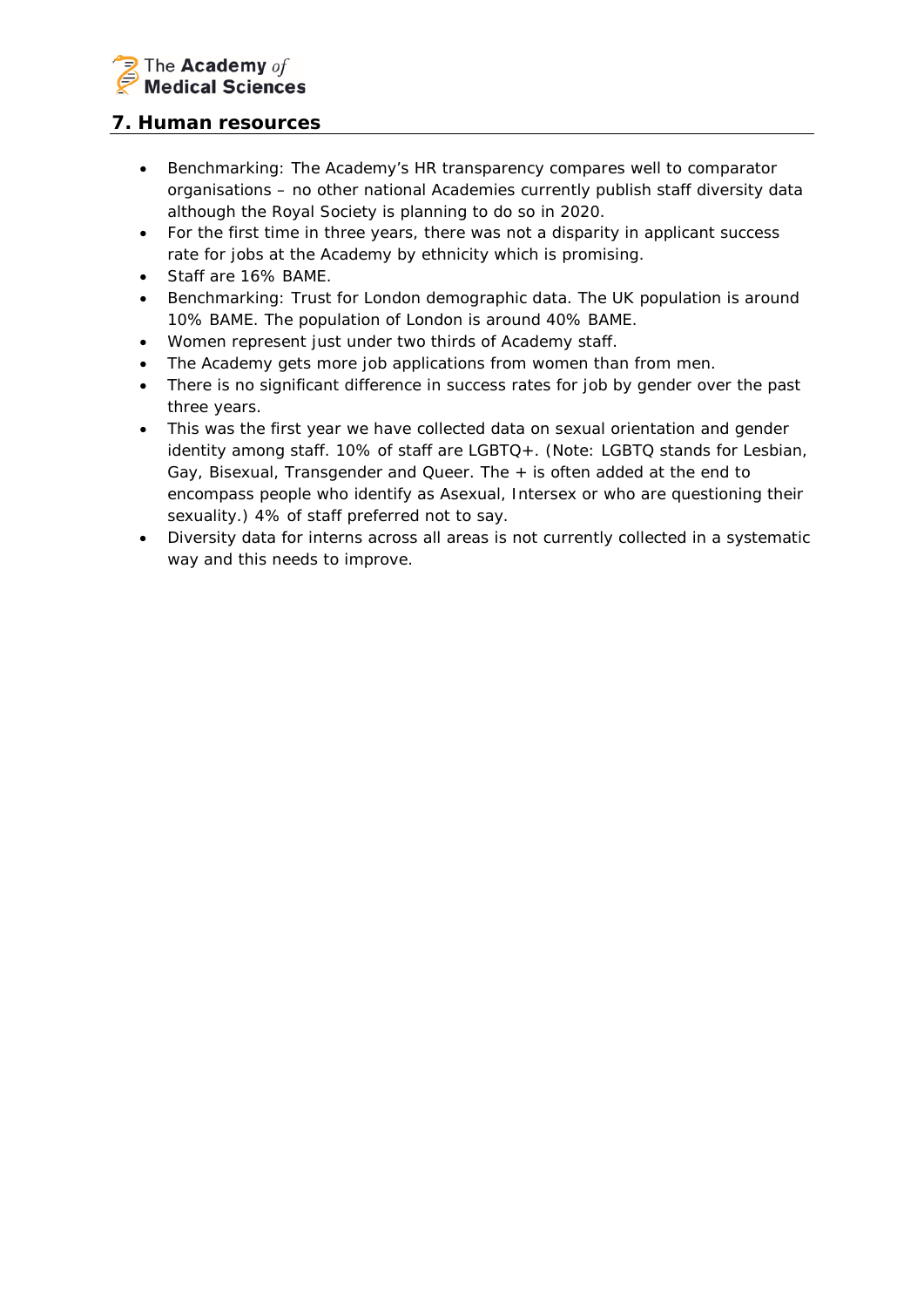## 7. Human resources

- Benchmarking: The Academy's HR transparency compares well to comparator organisations – no other national Academies currently publish staff diversity data although the Royal Society is planning to do so in 2020.
- For the first time in three years, there was not a disparity in applicant success rate for jobs at the Academy by ethnicity which is promising.
- Staff are 16% BAME.
- Benchmarking: Trust for London demographic data. The UK population is around 10% BAME. The population of London is around 40% BAME.
- Women represent just under two thirds of Academy staff.
- The Academy gets more job applications from women than from men.
- There is no significant difference in success rates for job by gender over the past three years.
- This was the first year we have collected data on sexual orientation and gender identity among staff. 10% of staff are LGBTQ+. (Note: LGBTQ stands for Lesbian, Gay, Bisexual, Transgender and Queer. The + is often added at the end to encompass people who identify as Asexual, Intersex or who are questioning their sexuality.) 4% of staff preferred not to say.
- Diversity data for interns across all areas is not currently collected in a systematic way and this needs to improve.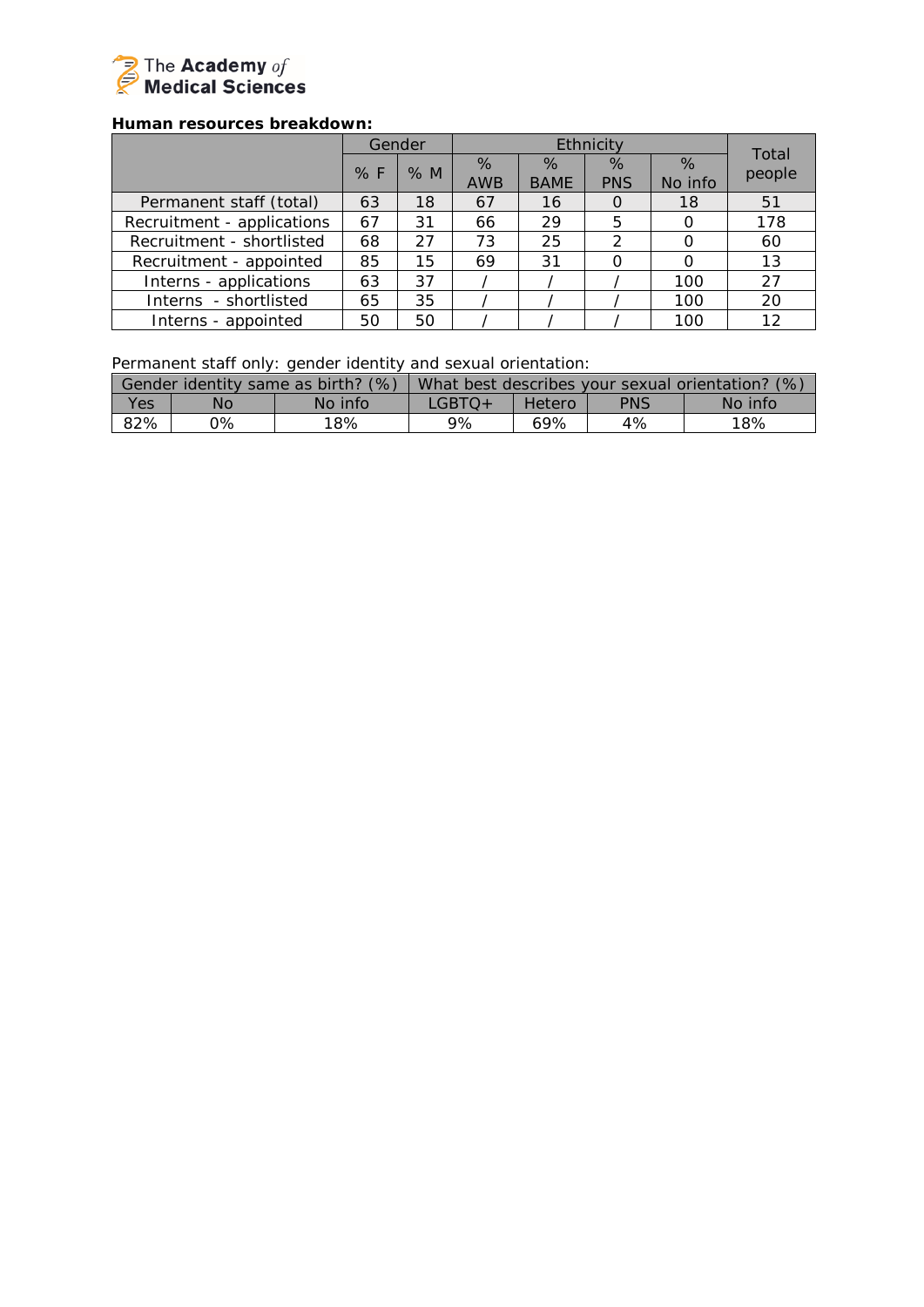**Human resources breakdown:**

| | Gender | | Ethnicity | | | | Total people |
|---|---|---|---|---|---|---|---|
| | % F | % M | % AWB | % BAME | % PNS | % No info | |
| Permanent staff (total) | 63 | 18 | 67 | 16 | 0 | 18 | 51 |
| Recruitment - applications | 67 | 31 | 66 | 29 | 5 | 0 | 178 |
| Recruitment - shortlisted | 68 | 27 | 73 | 25 | 2 | 0 | 60 |
| Recruitment - appointed | 85 | 15 | 69 | 31 | 0 | 0 | 13 |
| Interns - applications | 63 | 37 | / | / | / | 100 | 27 |
| Interns - shortlisted | 65 | 35 | / | / | / | 100 | 20 |
| Interns - appointed | 50 | 50 | / | / | / | 100 | 12 |

Permanent staff only: gender identity and sexual orientation:

| Gender identity same as birth? (%) | | | What best describes your sexual orientation? (%) | | | |
|---|---|---|---|---|---|---|
| Yes | No | No info | LGBTQ+ | Hetero | PNS | No info |
| 82% | 0% | 18% | 9% | 69% | 4% | 18% |